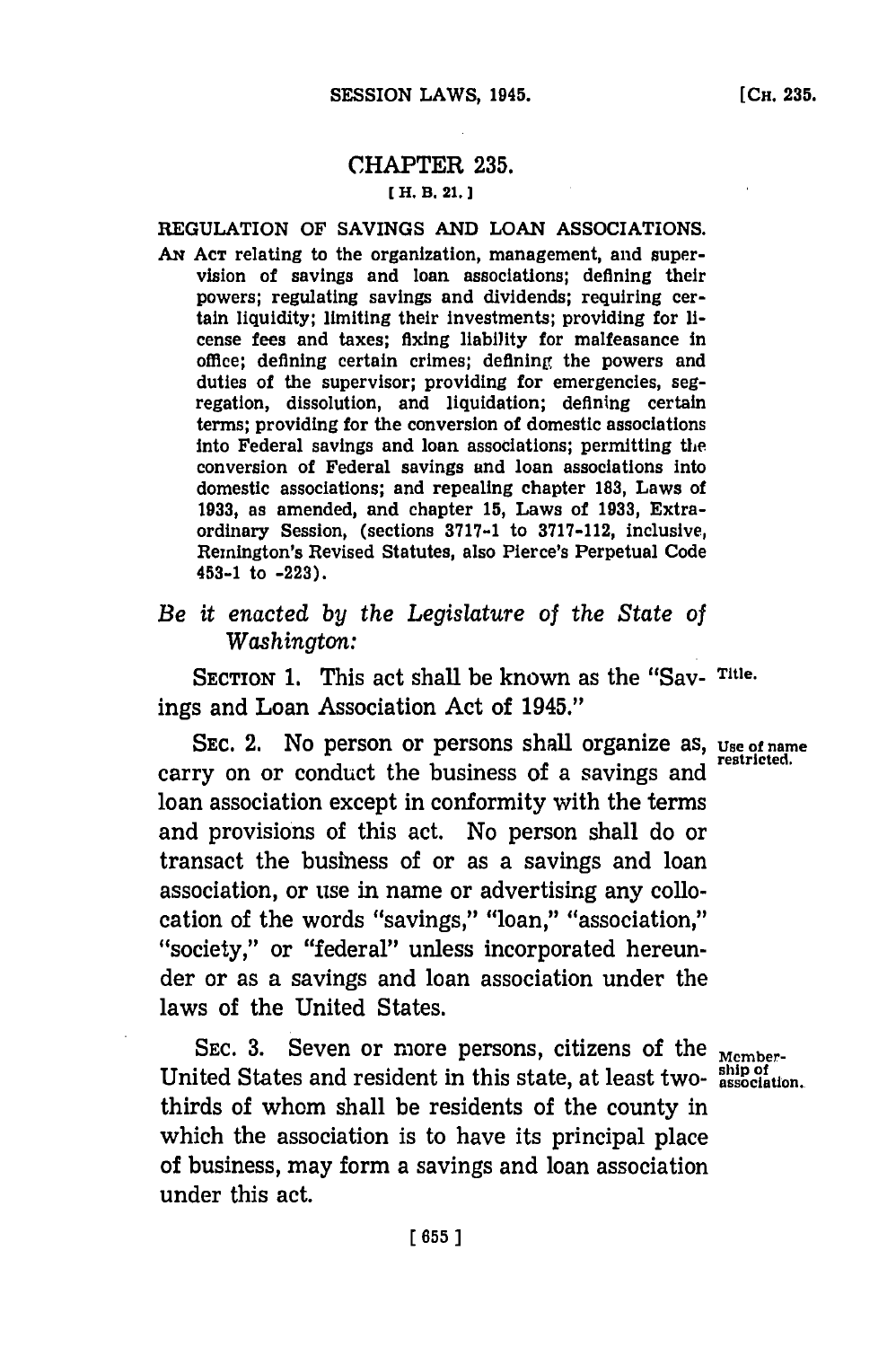# CHAPTER 235.

[H. B. 21.]

## REGULATION OF SAVINGS AND LOAN ASSOCIATIONS.

AN ACT relating to the organization, management, and supervision of savings and loan associations; defining their powers; regulating savings and dividends; requiring certain liquidity; limiting their investments; providing for license fees and taxes; fixing liability for malfeasance in office; defining certain crimes; defining the powers and duties of the supervisor; providing for emergencies, segregation, dissolution, and liquidation; defining certain terms; providing for the conversion of domestic associations into Federal savings and loan associations; permitting the conversion of Federal savings and loan associations into domestic associations; and repealing chapter 183, Laws of 1933, as amended, and chapter 15, Laws of 1933, Extraordinary Session, (sections 3717-1 to 3717-112, inclusive, Remington's Revised Statutes, also Pierce's Perpetual Code 453-1 to -223).

*Be it enacted by the Legislature of the State of Washington:*

SECTION 1. This act shall be known as the "Savings and Loan Association Act of 1945." Title.

SEC. 2. No person or persons shall organize as, carry on or conduct the business of a savings and loan association except in conformity with the terms and provisions of this act. No person shall do or transact the business of or as a savings and loan association, or use in name or advertising any collocation of the words "savings," "loan," "association," "society," or "federal" unless incorporated hereunder or as a savings and loan association under the laws of the United States. Use of name restricted.

SEC. 3. Seven or more persons, citizens of the United States and resident in this state, at least two-thirds of whom shall be residents of the county in which the association is to have its principal place of business, may form a savings and loan association under this act. Membership of association.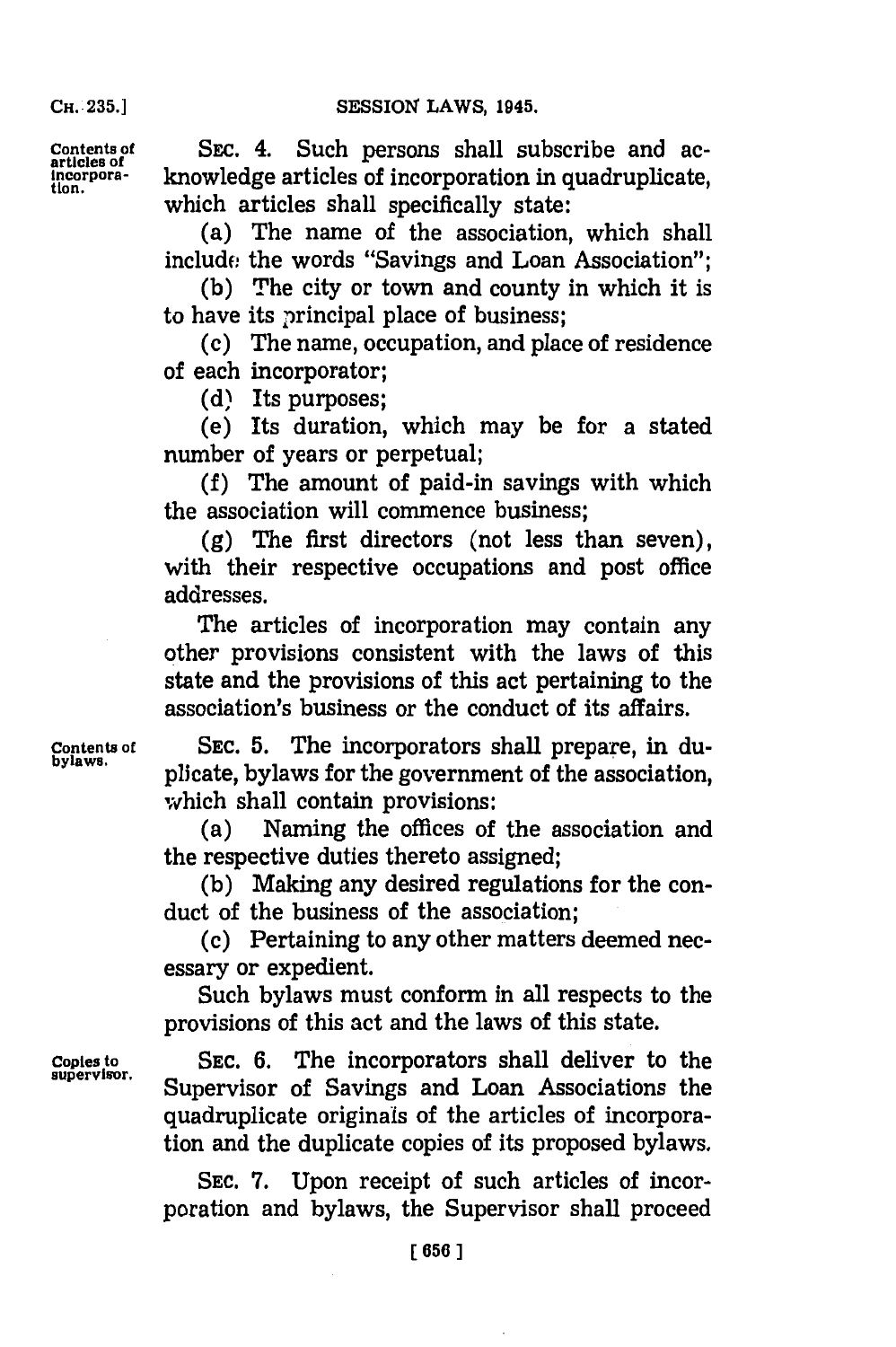**Contents of articles of incorporation.**

SEC. 4. Such persons shall subscribe and acknowledge articles of incorporation in quadruplicate, which articles shall specifically state:

(a) The name of the association, which shall include the words "Savings and Loan Association";

(b) The city or town and county in which it is to have its principal place of business;

(c) The name, occupation, and place of residence of each incorporator;

(d) Its purposes;

(e) Its duration, which may be for a stated number of years or perpetual;

(f) The amount of paid-in savings with which the association will commence business;

(g) The first directors (not less than seven), with their respective occupations and post office addresses.

The articles of incorporation may contain any other provisions consistent with the laws of this state and the provisions of this act pertaining to the association's business or the conduct of its affairs.

**Contents of bylaws.**

SEC. 5. The incorporators shall prepare, in duplicate, bylaws for the government of the association, which shall contain provisions:

(a) Naming the offices of the association and the respective duties thereto assigned;

(b) Making any desired regulations for the conduct of the business of the association;

(c) Pertaining to any other matters deemed necessary or expedient.

Such bylaws must conform in all respects to the provisions of this act and the laws of this state.

**Copies to supervisor.**

SEC. 6. The incorporators shall deliver to the Supervisor of Savings and Loan Associations the quadruplicate originals of the articles of incorporation and the duplicate copies of its proposed bylaws.

SEC. 7. Upon receipt of such articles of incorporation and bylaws, the Supervisor shall proceed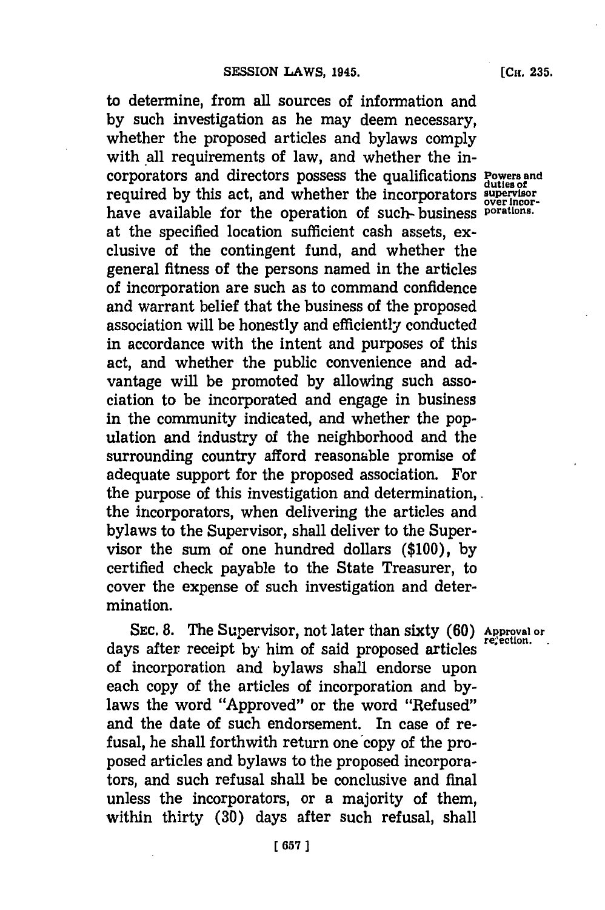to determine, from all sources of information and by such investigation as he may deem necessary, whether the proposed articles and bylaws comply with all requirements of law, and whether the incorporators and directors possess the qualifications required by this act, and whether the incorporators have available for the operation of such business at the specified location sufficient cash assets, exclusive of the contingent fund, and whether the general fitness of the persons named in the articles of incorporation are such as to command confidence and warrant belief that the business of the proposed association will be honestly and efficiently conducted in accordance with the intent and purposes of this act, and whether the public convenience and advantage will be promoted by allowing such association to be incorporated and engage in business in the community indicated, and whether the population and industry of the neighborhood and the surrounding country afford reasonable promise of adequate support for the proposed association. For the purpose of this investigation and determination, the incorporators, when delivering the articles and bylaws to the Supervisor, shall deliver to the Supervisor the sum of one hundred dollars ($100), by certified check payable to the State Treasurer, to cover the expense of such investigation and determination.

*Powers and duties of supervisor over incorporations.*

SEC. 8. The Supervisor, not later than sixty (60) days after receipt by him of said proposed articles of incorporation and bylaws shall endorse upon each copy of the articles of incorporation and bylaws the word "Approved" or the word "Refused" and the date of such endorsement. In case of refusal, he shall forthwith return one copy of the proposed articles and bylaws to the proposed incorporators, and such refusal shall be conclusive and final unless the incorporators, or a majority of them, within thirty (30) days after such refusal, shall

*Approval or rejection.*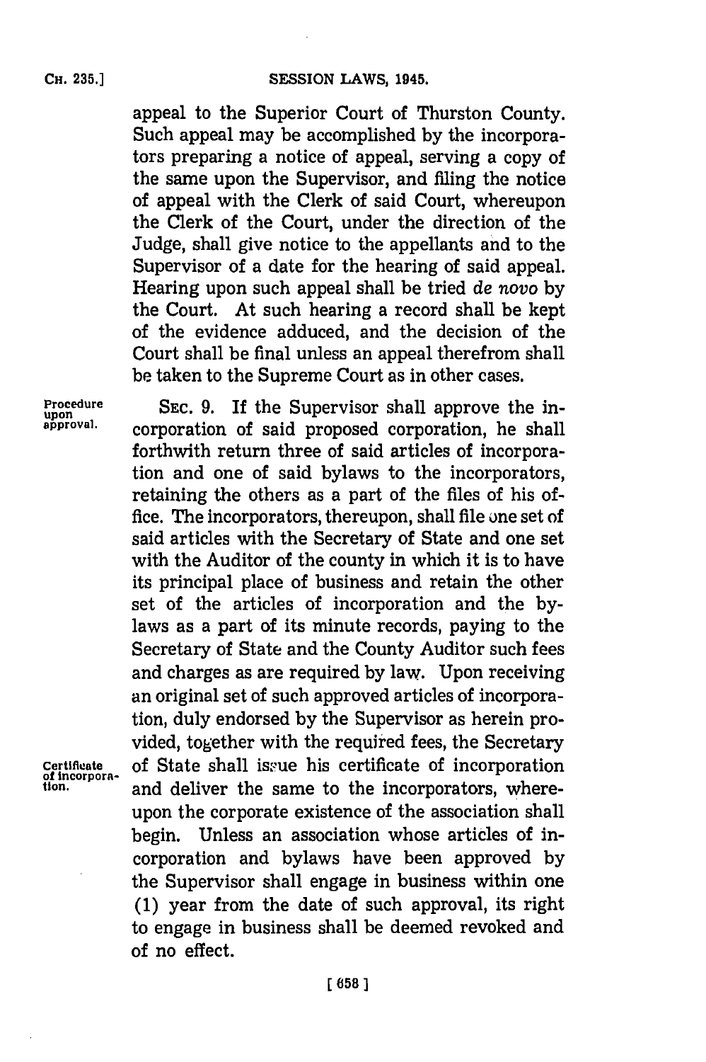appeal to the Superior Court of Thurston County. Such appeal may be accomplished by the incorporators preparing a notice of appeal, serving a copy of the same upon the Supervisor, and filing the notice of appeal with the Clerk of said Court, whereupon the Clerk of the Court, under the direction of the Judge, shall give notice to the appellants and to the Supervisor of a date for the hearing of said appeal. Hearing upon such appeal shall be tried *de novo* by the Court. At such hearing a record shall be kept of the evidence adduced, and the decision of the Court shall be final unless an appeal therefrom shall be taken to the Supreme Court as in other cases.

Procedure upon approval.

SEC. 9. If the Supervisor shall approve the incorporation of said proposed corporation, he shall forthwith return three of said articles of incorporation and one of said bylaws to the incorporators, retaining the others as a part of the files of his office. The incorporators, thereupon, shall file one set of said articles with the Secretary of State and one set with the Auditor of the county in which it is to have its principal place of business and retain the other set of the articles of incorporation and the bylaws as a part of its minute records, paying to the Secretary of State and the County Auditor such fees and charges as are required by law. Upon receiving an original set of such approved articles of incorporation, duly endorsed by the Supervisor as herein provided, together with the required fees, the Secretary of State shall issue his certificate of incorporation and deliver the same to the incorporators, whereupon the corporate existence of the association shall begin. Unless an association whose articles of incorporation and bylaws have been approved by the Supervisor shall engage in business within one (1) year from the date of such approval, its right to engage in business shall be deemed revoked and of no effect.

Certificate of incorporation.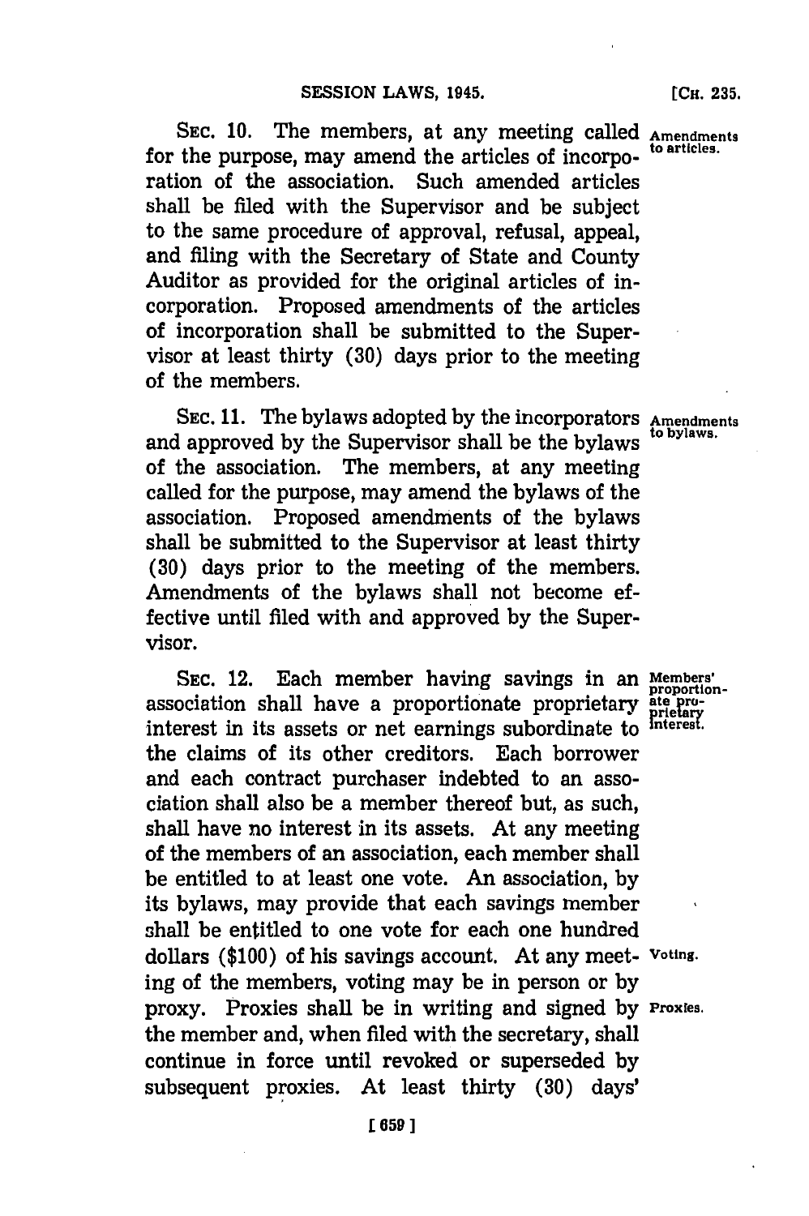SEC. 10. The members, at any meeting called for the purpose, may amend the articles of incorporation of the association. Such amended articles shall be filed with the Supervisor and be subject to the same procedure of approval, refusal, appeal, and filing with the Secretary of State and County Auditor as provided for the original articles of incorporation. Proposed amendments of the articles of incorporation shall be submitted to the Supervisor at least thirty (30) days prior to the meeting of the members.

Amendments to articles.

SEC. 11. The bylaws adopted by the incorporators and approved by the Supervisor shall be the bylaws of the association. The members, at any meeting called for the purpose, may amend the bylaws of the association. Proposed amendments of the bylaws shall be submitted to the Supervisor at least thirty (30) days prior to the meeting of the members. Amendments of the bylaws shall not become effective until filed with and approved by the Supervisor.

Amendments to bylaws.

SEC. 12. Each member having savings in an association shall have a proportionate proprietary interest in its assets or net earnings subordinate to the claims of its other creditors. Each borrower and each contract purchaser indebted to an association shall also be a member thereof but, as such, shall have no interest in its assets. At any meeting of the members of an association, each member shall be entitled to at least one vote. An association, by its bylaws, may provide that each savings member shall be entitled to one vote for each one hundred dollars ($100) of his savings account. At any meeting of the members, voting may be in person or by proxy. Proxies shall be in writing and signed by the member and, when filed with the secretary, shall continue in force until revoked or superseded by subsequent proxies. At least thirty (30) days'

Members' proportionate proprietary interest.

Voting.

Proxies.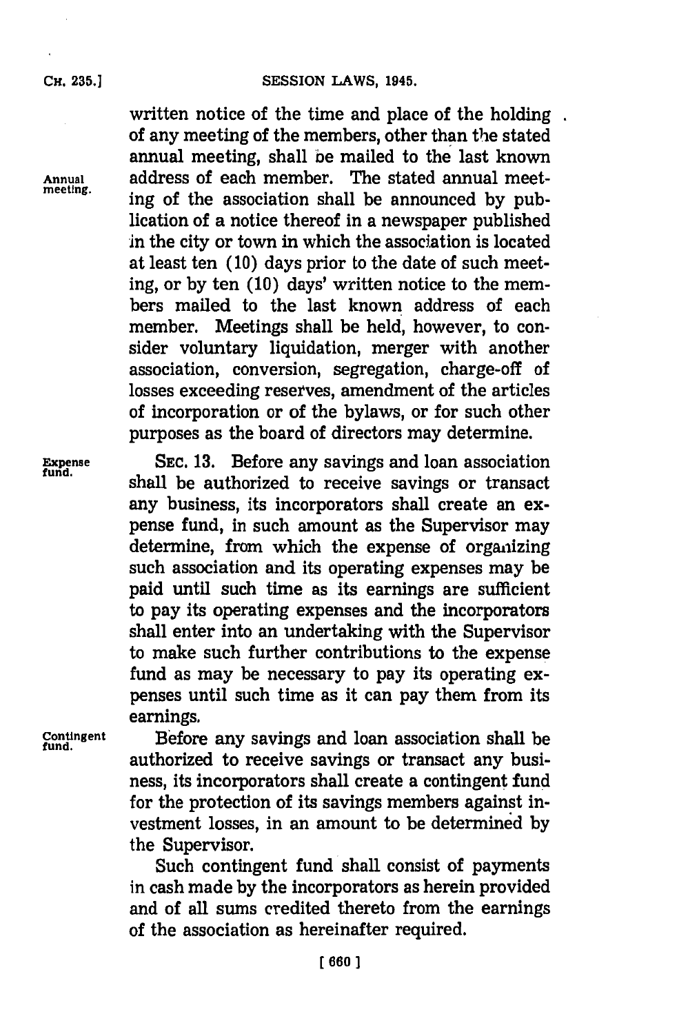written notice of the time and place of the holding of any meeting of the members, other than the stated annual meeting, shall be mailed to the last known address of each member. The stated annual meeting of the association shall be announced by publication of a notice thereof in a newspaper published in the city or town in which the association is located at least ten (10) days prior to the date of such meeting, or by ten (10) days' written notice to the members mailed to the last known address of each member. Meetings shall be held, however, to consider voluntary liquidation, merger with another association, conversion, segregation, charge-off of losses exceeding reserves, amendment of the articles of incorporation or of the bylaws, or for such other purposes as the board of directors may determine.

Annual meeting.

Expense fund.

SEC. 13. Before any savings and loan association shall be authorized to receive savings or transact any business, its incorporators shall create an expense fund, in such amount as the Supervisor may determine, from which the expense of organizing such association and its operating expenses may be paid until such time as its earnings are sufficient to pay its operating expenses and the incorporators shall enter into an undertaking with the Supervisor to make such further contributions to the expense fund as may be necessary to pay its operating expenses until such time as it can pay them from its earnings.

Contingent fund.

Before any savings and loan association shall be authorized to receive savings or transact any business, its incorporators shall create a contingent fund for the protection of its savings members against investment losses, in an amount to be determined by the Supervisor.

Such contingent fund shall consist of payments in cash made by the incorporators as herein provided and of all sums credited thereto from the earnings of the association as hereinafter required.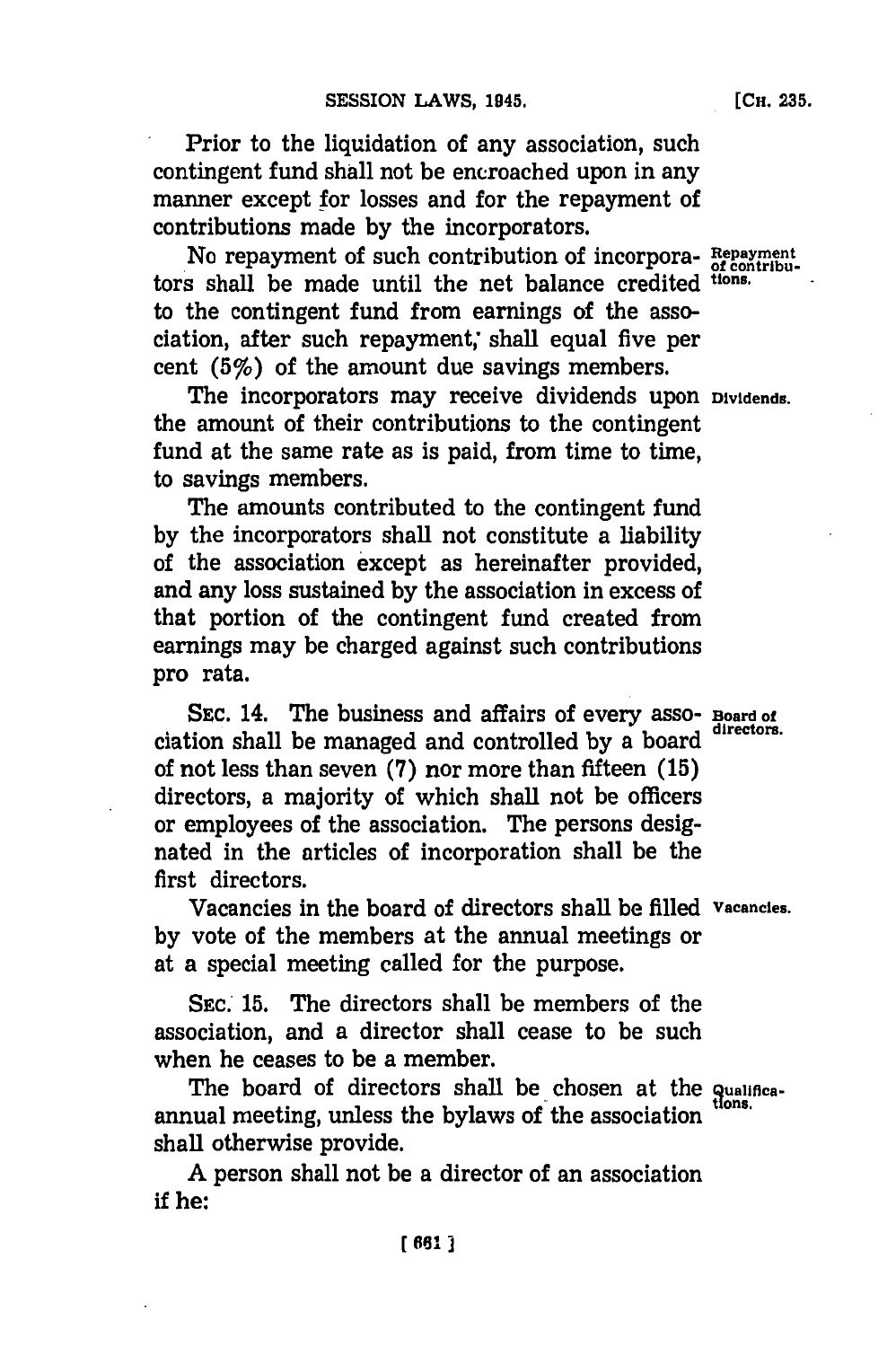Prior to the liquidation of any association, such contingent fund shall not be encroached upon in any manner except for losses and for the repayment of contributions made by the incorporators.

**Repayment of contributions.** No repayment of such contribution of incorporators shall be made until the net balance credited to the contingent fund from earnings of the association, after such repayment, shall equal five per cent (5%) of the amount due savings members.

**Dividends.** The incorporators may receive dividends upon the amount of their contributions to the contingent fund at the same rate as is paid, from time to time, to savings members.

The amounts contributed to the contingent fund by the incorporators shall not constitute a liability of the association except as hereinafter provided, and any loss sustained by the association in excess of that portion of the contingent fund created from earnings may be charged against such contributions pro rata.

**Board of directors.** SEC. 14. The business and affairs of every association shall be managed and controlled by a board of not less than seven (7) nor more than fifteen (15) directors, a majority of which shall not be officers or employees of the association. The persons designated in the articles of incorporation shall be the first directors.

**Vacancies.** Vacancies in the board of directors shall be filled by vote of the members at the annual meetings or at a special meeting called for the purpose.

SEC. 15. The directors shall be members of the association, and a director shall cease to be such when he ceases to be a member.

**Qualifications.** The board of directors shall be chosen at the annual meeting, unless the bylaws of the association shall otherwise provide.

A person shall not be a director of an association if he: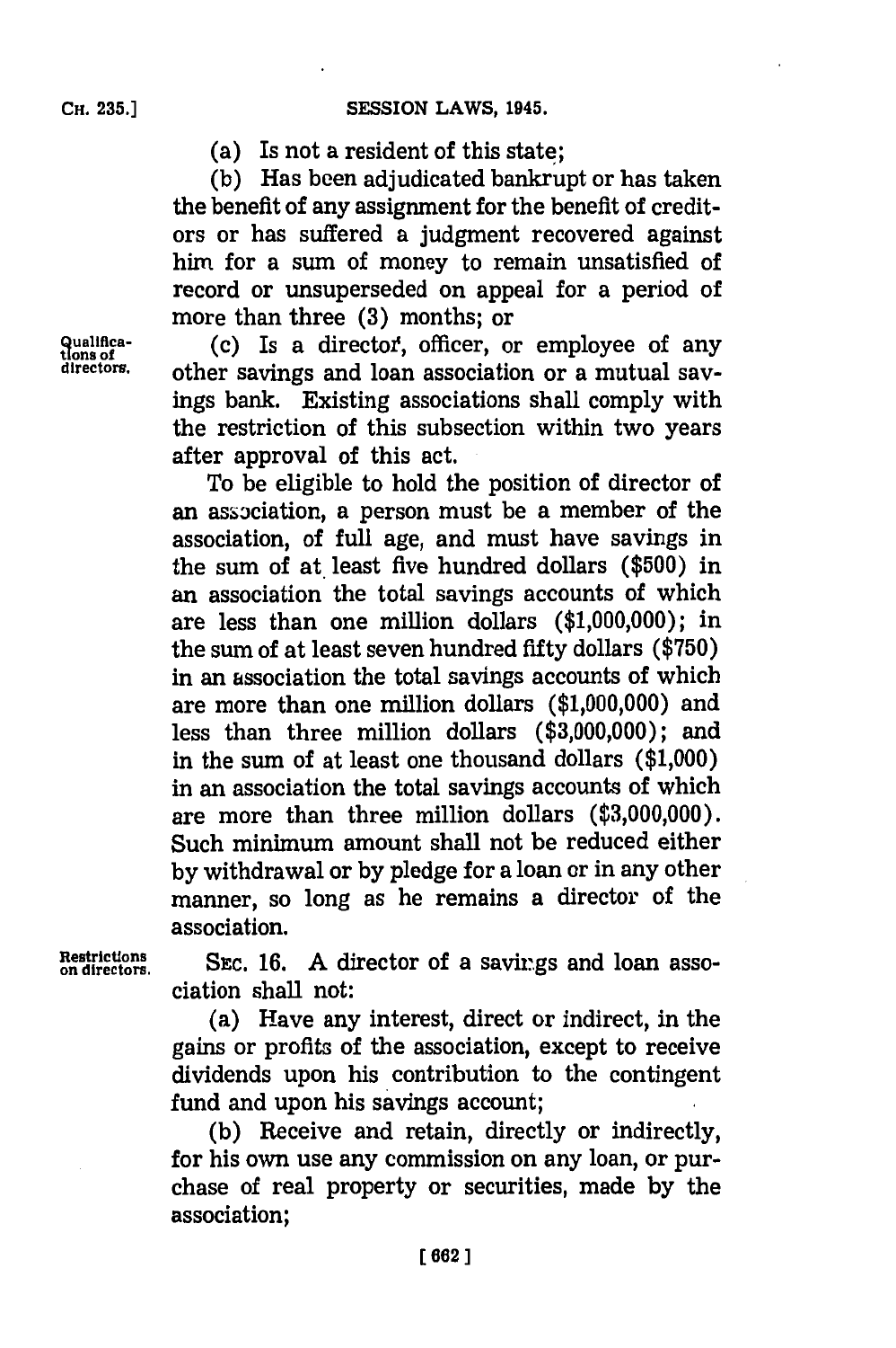(a) Is not a resident of this state;

(b) Has been adjudicated bankrupt or has taken the benefit of any assignment for the benefit of creditors or has suffered a judgment recovered against him for a sum of money to remain unsatisfied of record or unsuperseded on appeal for a period of more than three (3) months; or

Qualifications of directors.

(c) Is a director, officer, or employee of any other savings and loan association or a mutual savings bank. Existing associations shall comply with the restriction of this subsection within two years after approval of this act.

To be eligible to hold the position of director of an association, a person must be a member of the association, of full age, and must have savings in the sum of at least five hundred dollars ($500) in an association the total savings accounts of which are less than one million dollars ($1,000,000); in the sum of at least seven hundred fifty dollars ($750) in an association the total savings accounts of which are more than one million dollars ($1,000,000) and less than three million dollars ($3,000,000); and in the sum of at least one thousand dollars ($1,000) in an association the total savings accounts of which are more than three million dollars ($3,000,000). Such minimum amount shall not be reduced either by withdrawal or by pledge for a loan or in any other manner, so long as he remains a director of the association.

Restrictions on directors.

SEC. 16. A director of a savings and loan association shall not:

(a) Have any interest, direct or indirect, in the gains or profits of the association, except to receive dividends upon his contribution to the contingent fund and upon his savings account;

(b) Receive and retain, directly or indirectly, for his own use any commission on any loan, or purchase of real property or securities, made by the association;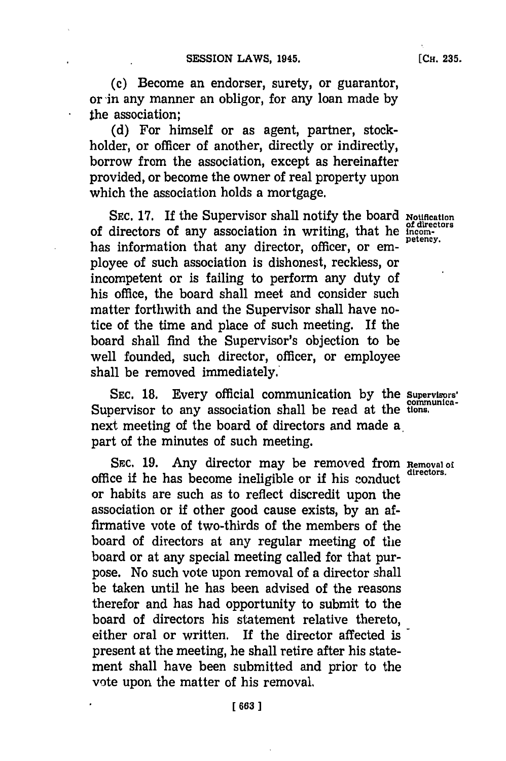(c) Become an endorser, surety, or guarantor, or in any manner an obligor, for any loan made by the association;

(d) For himself or as agent, partner, stockholder, or officer of another, directly or indirectly, borrow from the association, except as hereinafter provided, or become the owner of real property upon which the association holds a mortgage.

SEC. 17. If the Supervisor shall notify the board of directors of any association in writing, that he has information that any director, officer, or employee of such association is dishonest, reckless, or incompetent or is failing to perform any duty of his office, the board shall meet and consider such matter forthwith and the Supervisor shall have notice of the time and place of such meeting. If the board shall find the Supervisor's objection to be well founded, such director, officer, or employee shall be removed immediately.

*Notification of directors incompetency.*

SEC. 18. Every official communication by the Supervisor to any association shall be read at the next meeting of the board of directors and made a part of the minutes of such meeting.

*Supervisors' communications.*

SEC. 19. Any director may be removed from office if he has become ineligible or if his conduct or habits are such as to reflect discredit upon the association or if other good cause exists, by an affirmative vote of two-thirds of the members of the board of directors at any regular meeting of the board or at any special meeting called for that purpose. No such vote upon removal of a director shall be taken until he has been advised of the reasons therefor and has had opportunity to submit to the board of directors his statement relative thereto, either oral or written. If the director affected is present at the meeting, he shall retire after his statement shall have been submitted and prior to the vote upon the matter of his removal.

*Removal of directors.*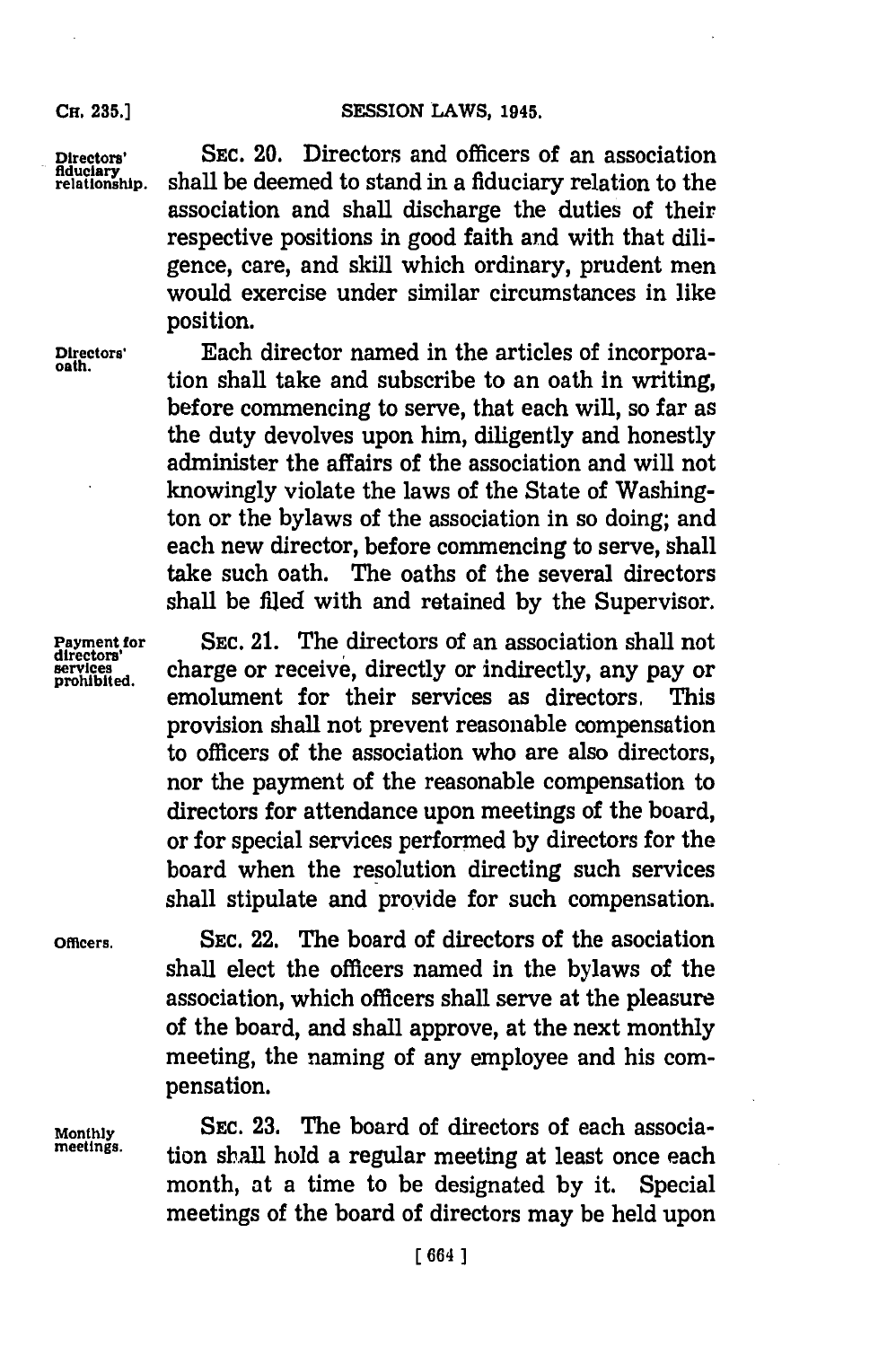Directors' fiduciary relationship.

SEC. 20. Directors and officers of an association shall be deemed to stand in a fiduciary relation to the association and shall discharge the duties of their respective positions in good faith and with that diligence, care, and skill which ordinary, prudent men would exercise under similar circumstances in like position.

Directors' oath.

Each director named in the articles of incorporation shall take and subscribe to an oath in writing, before commencing to serve, that each will, so far as the duty devolves upon him, diligently and honestly administer the affairs of the association and will not knowingly violate the laws of the State of Washington or the bylaws of the association in so doing; and each new director, before commencing to serve, shall take such oath. The oaths of the several directors shall be filed with and retained by the Supervisor.

Payment for directors' services prohibited.

SEC. 21. The directors of an association shall not charge or receive, directly or indirectly, any pay or emolument for their services as directors. This provision shall not prevent reasonable compensation to officers of the association who are also directors, nor the payment of the reasonable compensation to directors for attendance upon meetings of the board, or for special services performed by directors for the board when the resolution directing such services shall stipulate and provide for such compensation.

Officers.

SEC. 22. The board of directors of the asociation shall elect the officers named in the bylaws of the association, which officers shall serve at the pleasure of the board, and shall approve, at the next monthly meeting, the naming of any employee and his compensation.

Monthly meetings.

SEC. 23. The board of directors of each association shall hold a regular meeting at least once each month, at a time to be designated by it. Special meetings of the board of directors may be held upon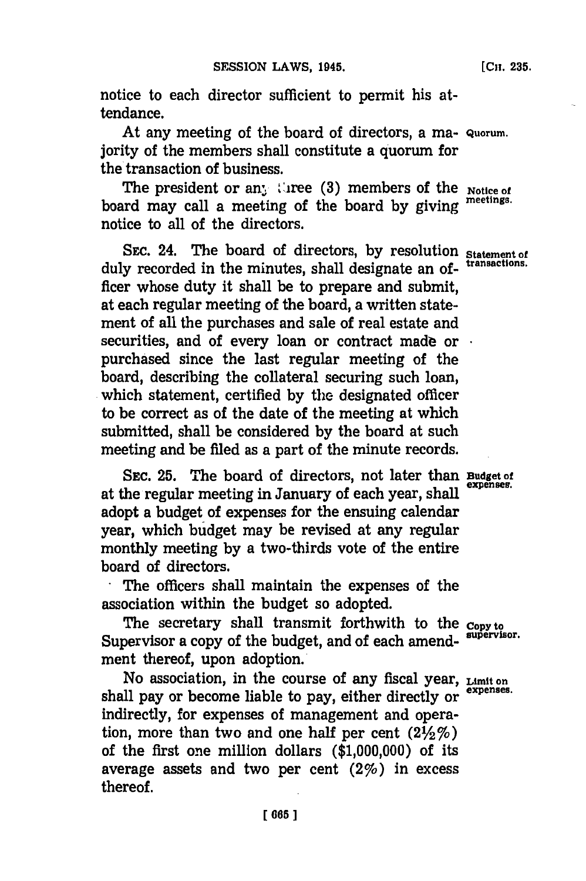notice to each director sufficient to permit his attendance.

At any meeting of the board of directors, a majority of the members shall constitute a quorum for the transaction of business. **Quorum.**

The president or any three (3) members of the board may call a meeting of the board by giving notice to all of the directors. **Notice of meetings.**

SEC. 24. The board of directors, by resolution duly recorded in the minutes, shall designate an officer whose duty it shall be to prepare and submit, at each regular meeting of the board, a written statement of all the purchases and sale of real estate and securities, and of every loan or contract made or purchased since the last regular meeting of the board, describing the collateral securing such loan, which statement, certified by the designated officer to be correct as of the date of the meeting at which submitted, shall be considered by the board at such meeting and be filed as a part of the minute records. **Statement of transactions.**

SEC. 25. The board of directors, not later than at the regular meeting in January of each year, shall adopt a budget of expenses for the ensuing calendar year, which budget may be revised at any regular monthly meeting by a two-thirds vote of the entire board of directors. **Budget of expenses.**

The officers shall maintain the expenses of the association within the budget so adopted.

The secretary shall transmit forthwith to the Supervisor a copy of the budget, and of each amendment thereof, upon adoption. **Copy to supervisor.**

No association, in the course of any fiscal year, shall pay or become liable to pay, either directly or indirectly, for expenses of management and operation, more than two and one half per cent (2½%) of the first one million dollars ($1,000,000) of its average assets and two per cent (2%) in excess thereof. **Limit on expenses.**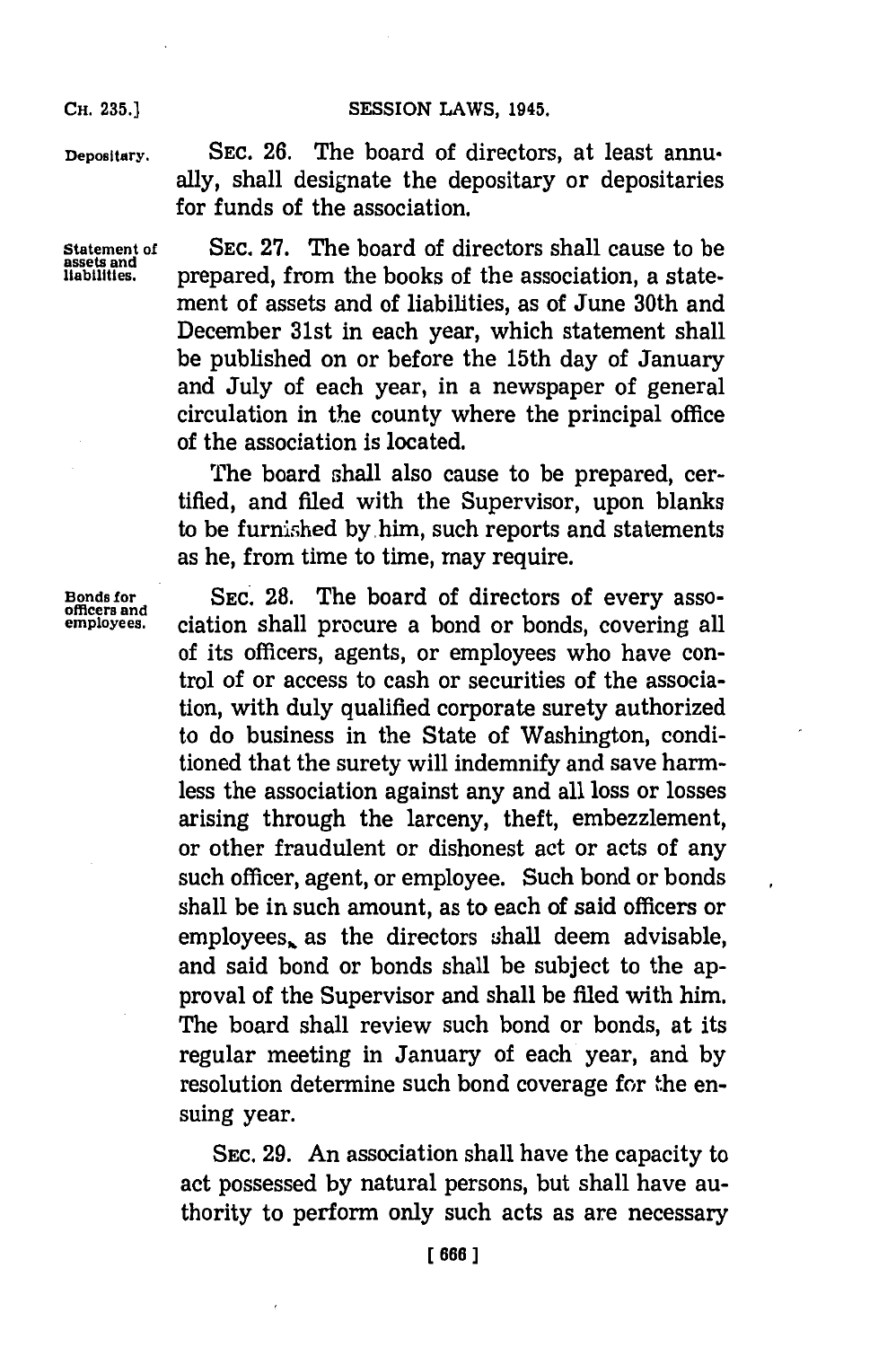**Depositary.** SEC. 26. The board of directors, at least annually, shall designate the depositary or depositaries for funds of the association.

**Statement of assets and liabilities.** SEC. 27. The board of directors shall cause to be prepared, from the books of the association, a statement of assets and of liabilities, as of June 30th and December 31st in each year, which statement shall be published on or before the 15th day of January and July of each year, in a newspaper of general circulation in the county where the principal office of the association is located.

The board shall also cause to be prepared, certified, and filed with the Supervisor, upon blanks to be furnished by him, such reports and statements as he, from time to time, may require.

**Bonds for officers and employees.** SEC. 28. The board of directors of every association shall procure a bond or bonds, covering all of its officers, agents, or employees who have control of or access to cash or securities of the association, with duly qualified corporate surety authorized to do business in the State of Washington, conditioned that the surety will indemnify and save harmless the association against any and all loss or losses arising through the larceny, theft, embezzlement, or other fraudulent or dishonest act or acts of any such officer, agent, or employee. Such bond or bonds shall be in such amount, as to each of said officers or employees, as the directors shall deem advisable, and said bond or bonds shall be subject to the approval of the Supervisor and shall be filed with him. The board shall review such bond or bonds, at its regular meeting in January of each year, and by resolution determine such bond coverage for the ensuing year.

SEC. 29. An association shall have the capacity to act possessed by natural persons, but shall have authority to perform only such acts as are necessary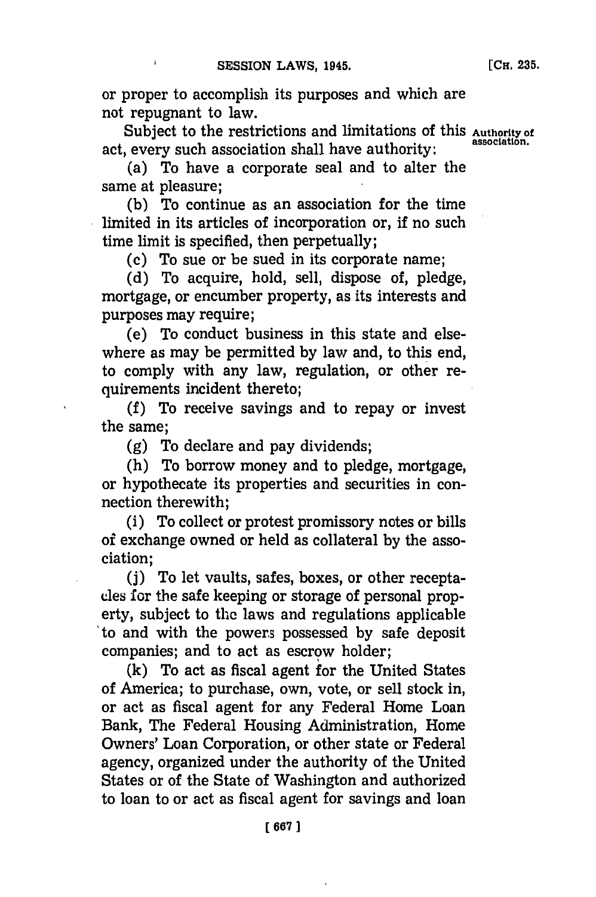or proper to accomplish its purposes and which are not repugnant to law.

Subject to the restrictions and limitations of this act, every such association shall have authority:

Authority of association.

(a) To have a corporate seal and to alter the same at pleasure;

(b) To continue as an association for the time limited in its articles of incorporation or, if no such time limit is specified, then perpetually;

(c) To sue or be sued in its corporate name;

(d) To acquire, hold, sell, dispose of, pledge, mortgage, or encumber property, as its interests and purposes may require;

(e) To conduct business in this state and elsewhere as may be permitted by law and, to this end, to comply with any law, regulation, or other requirements incident thereto;

(f) To receive savings and to repay or invest the same;

(g) To declare and pay dividends;

(h) To borrow money and to pledge, mortgage, or hypothecate its properties and securities in connection therewith;

(i) To collect or protest promissory notes or bills of exchange owned or held as collateral by the association;

(j) To let vaults, safes, boxes, or other receptacles for the safe keeping or storage of personal property, subject to the laws and regulations applicable to and with the powers possessed by safe deposit companies; and to act as escrow holder;

(k) To act as fiscal agent for the United States of America; to purchase, own, vote, or sell stock in, or act as fiscal agent for any Federal Home Loan Bank, The Federal Housing Administration, Home Owners' Loan Corporation, or other state or Federal agency, organized under the authority of the United States or of the State of Washington and authorized to loan to or act as fiscal agent for savings and loan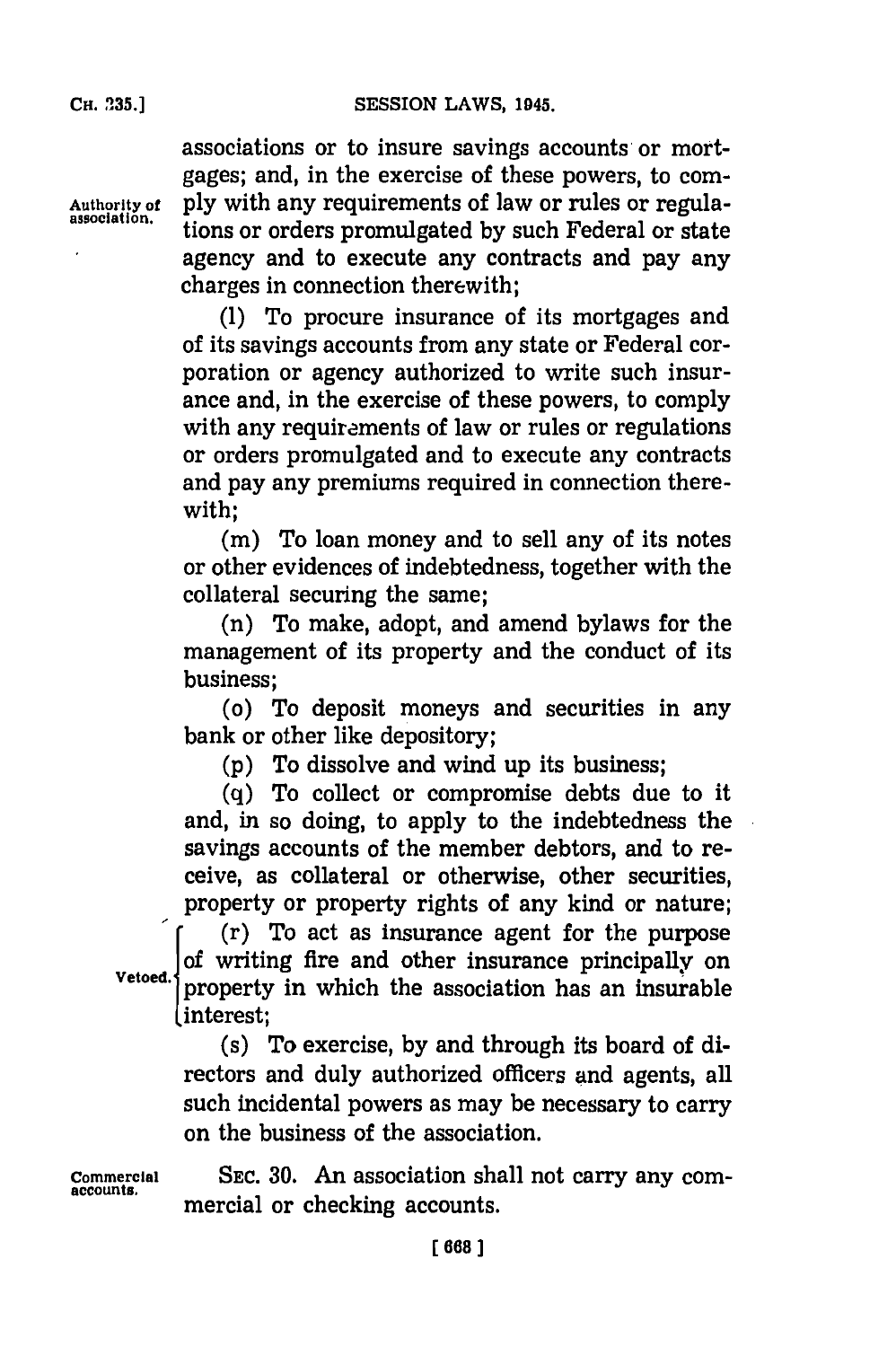associations or to insure savings accounts or mortgages; and, in the exercise of these powers, to comply with any requirements of law or rules or regulations or orders promulgated by such Federal or state agency and to execute any contracts and pay any charges in connection therewith;

Authority of association.

(l) To procure insurance of its mortgages and of its savings accounts from any state or Federal corporation or agency authorized to write such insurance and, in the exercise of these powers, to comply with any requirements of law or rules or regulations or orders promulgated and to execute any contracts and pay any premiums required in connection therewith;

(m) To loan money and to sell any of its notes or other evidences of indebtedness, together with the collateral securing the same;

(n) To make, adopt, and amend bylaws for the management of its property and the conduct of its business;

(o) To deposit moneys and securities in any bank or other like depository;

(p) To dissolve and wind up its business;

(q) To collect or compromise debts due to it and, in so doing, to apply to the indebtedness the savings accounts of the member debtors, and to receive, as collateral or otherwise, other securities, property or property rights of any kind or nature;

Vetoed.

(r) To act as insurance agent for the purpose of writing fire and other insurance principally on property in which the association has an insurable interest;

(s) To exercise, by and through its board of directors and duly authorized officers and agents, all such incidental powers as may be necessary to carry on the business of the association.

Commercial accounts.

SEC. 30. An association shall not carry any commercial or checking accounts.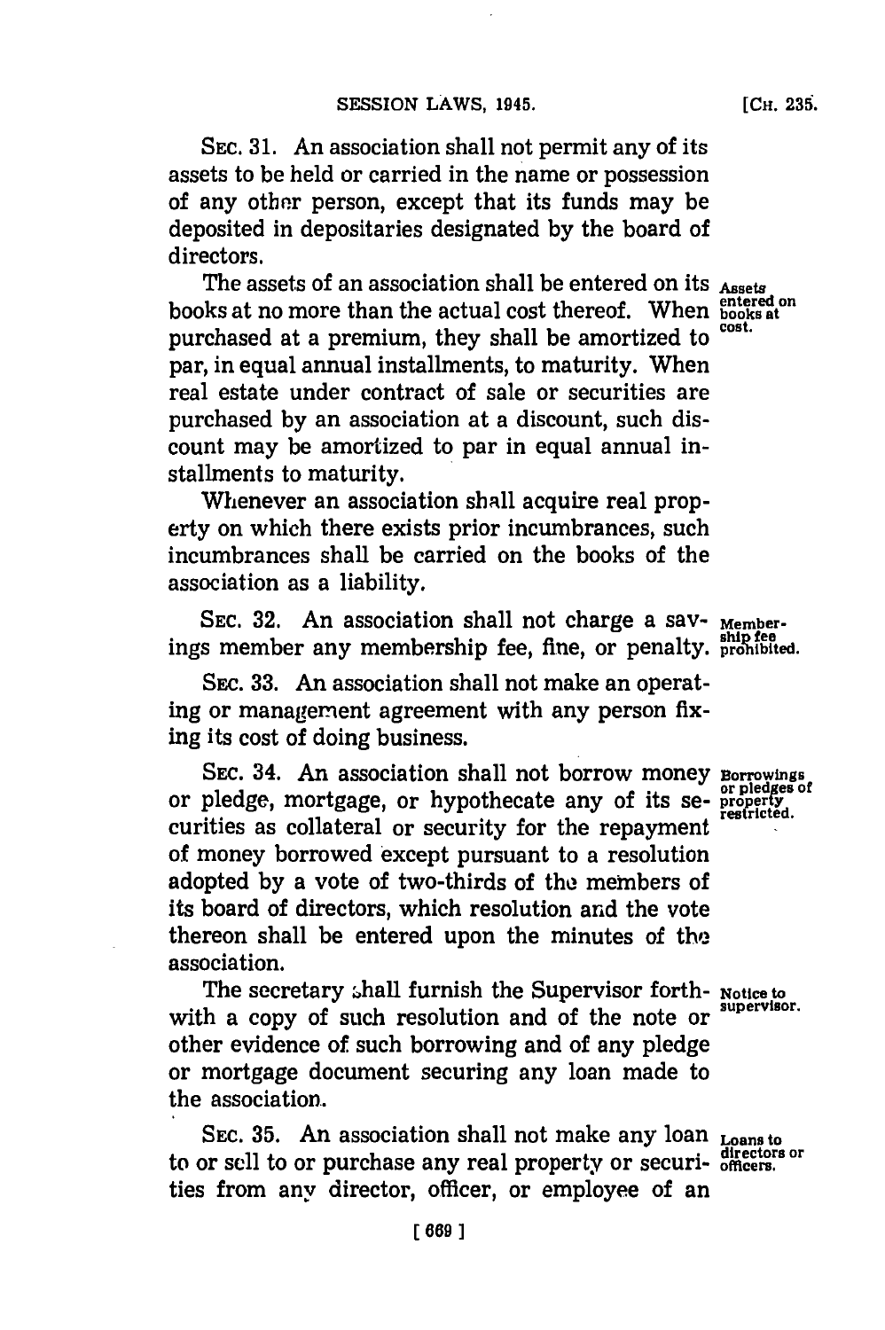SEC. 31. An association shall not permit any of its assets to be held or carried in the name or possession of any other person, except that its funds may be deposited in depositaries designated by the board of directors.

Assets entered on books at cost.

The assets of an association shall be entered on its books at no more than the actual cost thereof. When purchased at a premium, they shall be amortized to par, in equal annual installments, to maturity. When real estate under contract of sale or securities are purchased by an association at a discount, such discount may be amortized to par in equal annual installments to maturity.

Whenever an association shall acquire real property on which there exists prior incumbrances, such incumbrances shall be carried on the books of the association as a liability.

Membership fee prohibited.

SEC. 32. An association shall not charge a savings member any membership fee, fine, or penalty.

SEC. 33. An association shall not make an operating or management agreement with any person fixing its cost of doing business.

Borrowings or pledges of property restricted.

SEC. 34. An association shall not borrow money or pledge, mortgage, or hypothecate any of its securities as collateral or security for the repayment of money borrowed except pursuant to a resolution adopted by a vote of two-thirds of the members of its board of directors, which resolution and the vote thereon shall be entered upon the minutes of the association.

Notice to supervisor.

The secretary shall furnish the Supervisor forthwith a copy of such resolution and of the note or other evidence of such borrowing and of any pledge or mortgage document securing any loan made to the association.

Loans to directors or officers.

SEC. 35. An association shall not make any loan to or sell to or purchase any real property or securities from any director, officer, or employee of an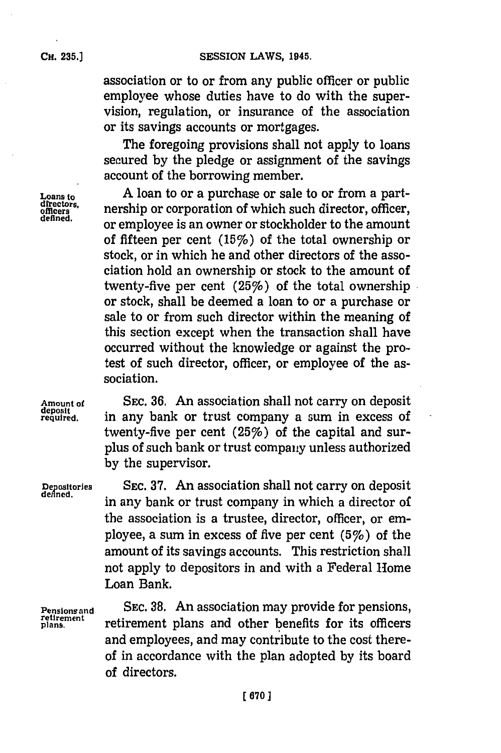association or to or from any public officer or public employee whose duties have to do with the supervision, regulation, or insurance of the association or its savings accounts or mortgages.

The foregoing provisions shall not apply to loans secured by the pledge or assignment of the savings account of the borrowing member.

Loans to directors, officers defined.

A loan to or a purchase or sale to or from a partnership or corporation of which such director, officer, or employee is an owner or stockholder to the amount of fifteen per cent (15%) of the total ownership or stock, or in which he and other directors of the association hold an ownership or stock to the amount of twenty-five per cent (25%) of the total ownership or stock, shall be deemed a loan to or a purchase or sale to or from such director within the meaning of this section except when the transaction shall have occurred without the knowledge or against the protest of such director, officer, or employee of the association.

Amount of deposit required.

SEC. 36. An association shall not carry on deposit in any bank or trust company a sum in excess of twenty-five per cent (25%) of the capital and surplus of such bank or trust company unless authorized by the supervisor.

Depositories defined.

SEC. 37. An association shall not carry on deposit in any bank or trust company in which a director of the association is a trustee, director, officer, or employee, a sum in excess of five per cent (5%) of the amount of its savings accounts. This restriction shall not apply to depositors in and with a Federal Home Loan Bank.

Pensions and retirement plans.

SEC. 38. An association may provide for pensions, retirement plans and other benefits for its officers and employees, and may contribute to the cost thereof in accordance with the plan adopted by its board of directors.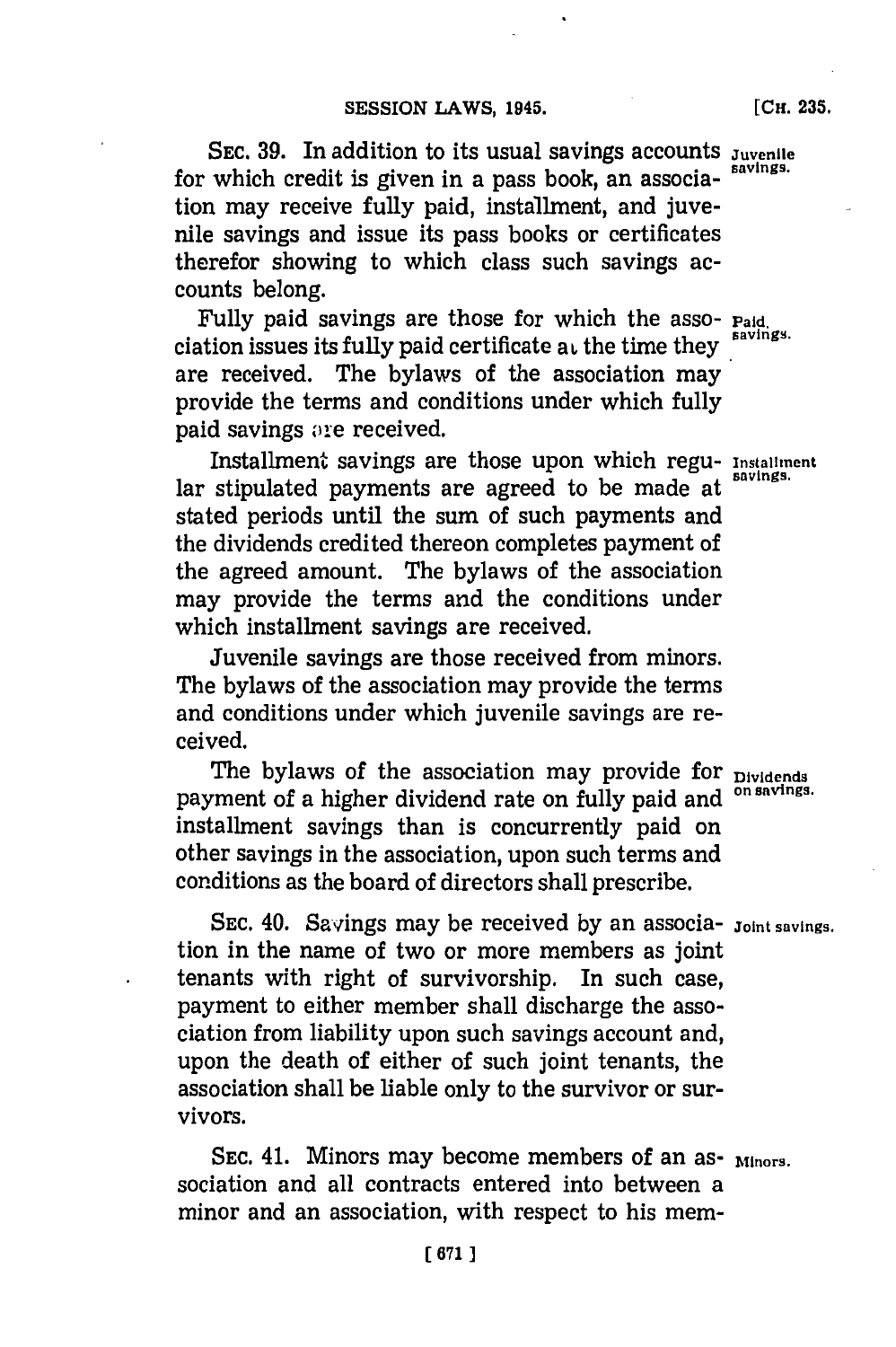SEC. 39. In addition to its usual savings accounts for which credit is given in a pass book, an association may receive fully paid, installment, and juvenile savings and issue its pass books or certificates therefor showing to which class such savings accounts belong.

Juvenile savings.

Fully paid savings are those for which the association issues its fully paid certificate at the time they are received. The bylaws of the association may provide the terms and conditions under which fully paid savings are received.

Paid savings.

Installment savings are those upon which regular stipulated payments are agreed to be made at stated periods until the sum of such payments and the dividends credited thereon completes payment of the agreed amount. The bylaws of the association may provide the terms and the conditions under which installment savings are received.

Installment savings.

Juvenile savings are those received from minors. The bylaws of the association may provide the terms and conditions under which juvenile savings are received.

The bylaws of the association may provide for payment of a higher dividend rate on fully paid and installment savings than is concurrently paid on other savings in the association, upon such terms and conditions as the board of directors shall prescribe.

Dividends on savings.

SEC. 40. Savings may be received by an association in the name of two or more members as joint tenants with right of survivorship. In such case, payment to either member shall discharge the association from liability upon such savings account and, upon the death of either of such joint tenants, the association shall be liable only to the survivor or survivors.

Joint savings.

SEC. 41. Minors may become members of an association and all contracts entered into between a minor and an association, with respect to his mem-

Minors.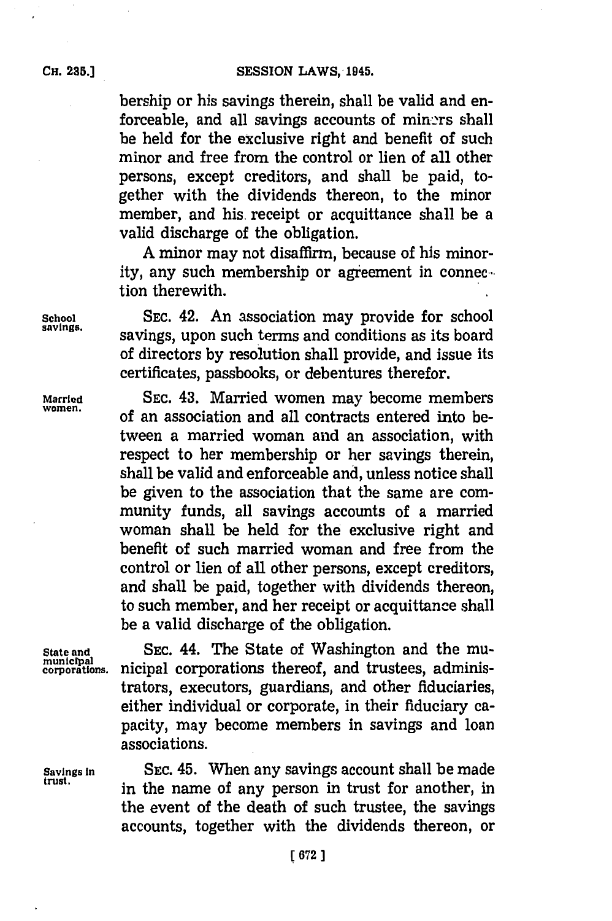bership or his savings therein, shall be valid and enforceable, and all savings accounts of minors shall be held for the exclusive right and benefit of such minor and free from the control or lien of all other persons, except creditors, and shall be paid, together with the dividends thereon, to the minor member, and his receipt or acquittance shall be a valid discharge of the obligation.

A minor may not disaffirm, because of his minority, any such membership or agreement in connection therewith.

School savings.

SEC. 42. An association may provide for school savings, upon such terms and conditions as its board of directors by resolution shall provide, and issue its certificates, passbooks, or debentures therefor.

Married women.

SEC. 43. Married women may become members of an association and all contracts entered into between a married woman and an association, with respect to her membership or her savings therein, shall be valid and enforceable and, unless notice shall be given to the association that the same are community funds, all savings accounts of a married woman shall be held for the exclusive right and benefit of such married woman and free from the control or lien of all other persons, except creditors, and shall be paid, together with dividends thereon, to such member, and her receipt or acquittance shall be a valid discharge of the obligation.

State and municipal corporations.

SEC. 44. The State of Washington and the municipal corporations thereof, and trustees, administrators, executors, guardians, and other fiduciaries, either individual or corporate, in their fiduciary capacity, may become members in savings and loan associations.

Savings in trust.

SEC. 45. When any savings account shall be made in the name of any person in trust for another, in the event of the death of such trustee, the savings accounts, together with the dividends thereon, or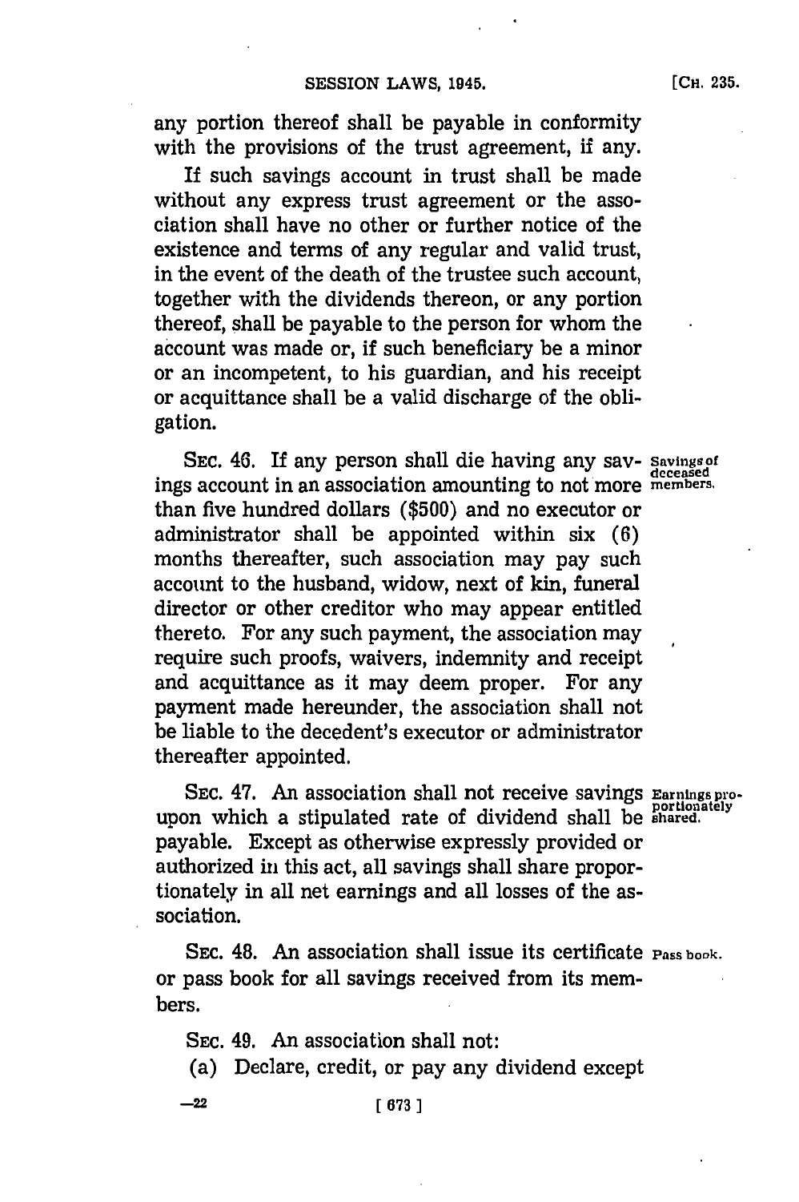any portion thereof shall be payable in conformity with the provisions of the trust agreement, if any.

If such savings account in trust shall be made without any express trust agreement or the association shall have no other or further notice of the existence and terms of any regular and valid trust, in the event of the death of the trustee such account, together with the dividends thereon, or any portion thereof, shall be payable to the person for whom the account was made or, if such beneficiary be a minor or an incompetent, to his guardian, and his receipt or acquittance shall be a valid discharge of the obligation.

SEC. 46. If any person shall die having any savings account in an association amounting to not more than five hundred dollars ($500) and no executor or administrator shall be appointed within six (6) months thereafter, such association may pay such account to the husband, widow, next of kin, funeral director or other creditor who may appear entitled thereto. For any such payment, the association may require such proofs, waivers, indemnity and receipt and acquittance as it may deem proper. For any payment made hereunder, the association shall not be liable to the decedent's executor or administrator thereafter appointed.

*Savings of deceased members.*

SEC. 47. An association shall not receive savings upon which a stipulated rate of dividend shall be payable. Except as otherwise expressly provided or authorized in this act, all savings shall share proportionately in all net earnings and all losses of the association.

*Earnings proportionately shared.*

SEC. 48. An association shall issue its certificate or pass book for all savings received from its members.

*Pass book.*

SEC. 49. An association shall not:

(a) Declare, credit, or pay any dividend except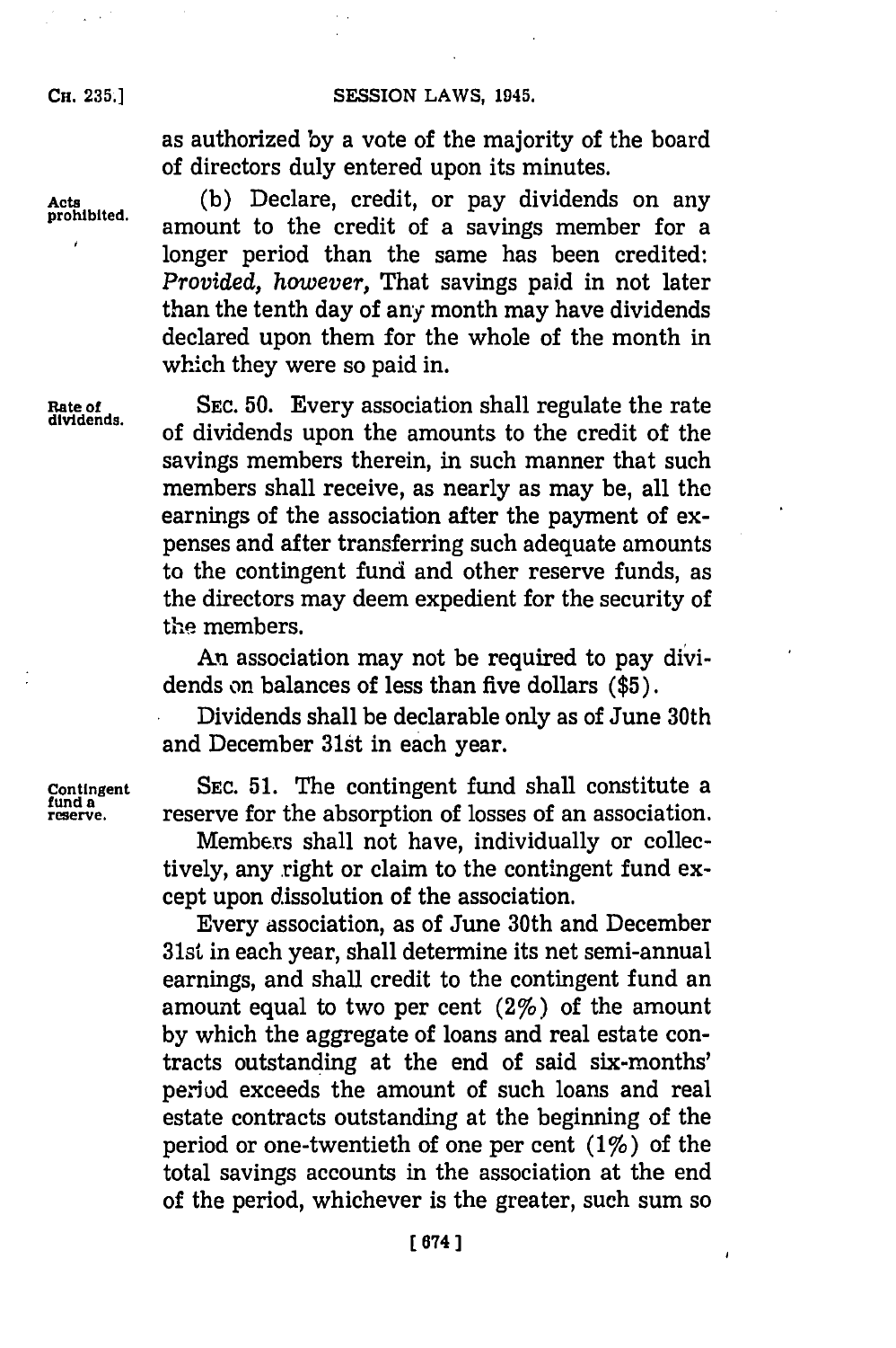as authorized by a vote of the majority of the board of directors duly entered upon its minutes.

**Acts prohibited.** (b) Declare, credit, or pay dividends on any amount to the credit of a savings member for a longer period than the same has been credited: *Provided, however,* That savings paid in not later than the tenth day of any month may have dividends declared upon them for the whole of the month in which they were so paid in.

**Rate of dividends.** SEC. 50. Every association shall regulate the rate of dividends upon the amounts to the credit of the savings members therein, in such manner that such members shall receive, as nearly as may be, all the earnings of the association after the payment of expenses and after transferring such adequate amounts to the contingent fund and other reserve funds, as the directors may deem expedient for the security of the members.

An association may not be required to pay dividends on balances of less than five dollars ($5).

Dividends shall be declarable only as of June 30th and December 31st in each year.

**Contingent fund a reserve.** SEC. 51. The contingent fund shall constitute a reserve for the absorption of losses of an association.

Members shall not have, individually or collectively, any right or claim to the contingent fund except upon dissolution of the association.

Every association, as of June 30th and December 31st in each year, shall determine its net semi-annual earnings, and shall credit to the contingent fund an amount equal to two per cent (2%) of the amount by which the aggregate of loans and real estate contracts outstanding at the end of said six-months' period exceeds the amount of such loans and real estate contracts outstanding at the beginning of the period or one-twentieth of one per cent (1%) of the total savings accounts in the association at the end of the period, whichever is the greater, such sum so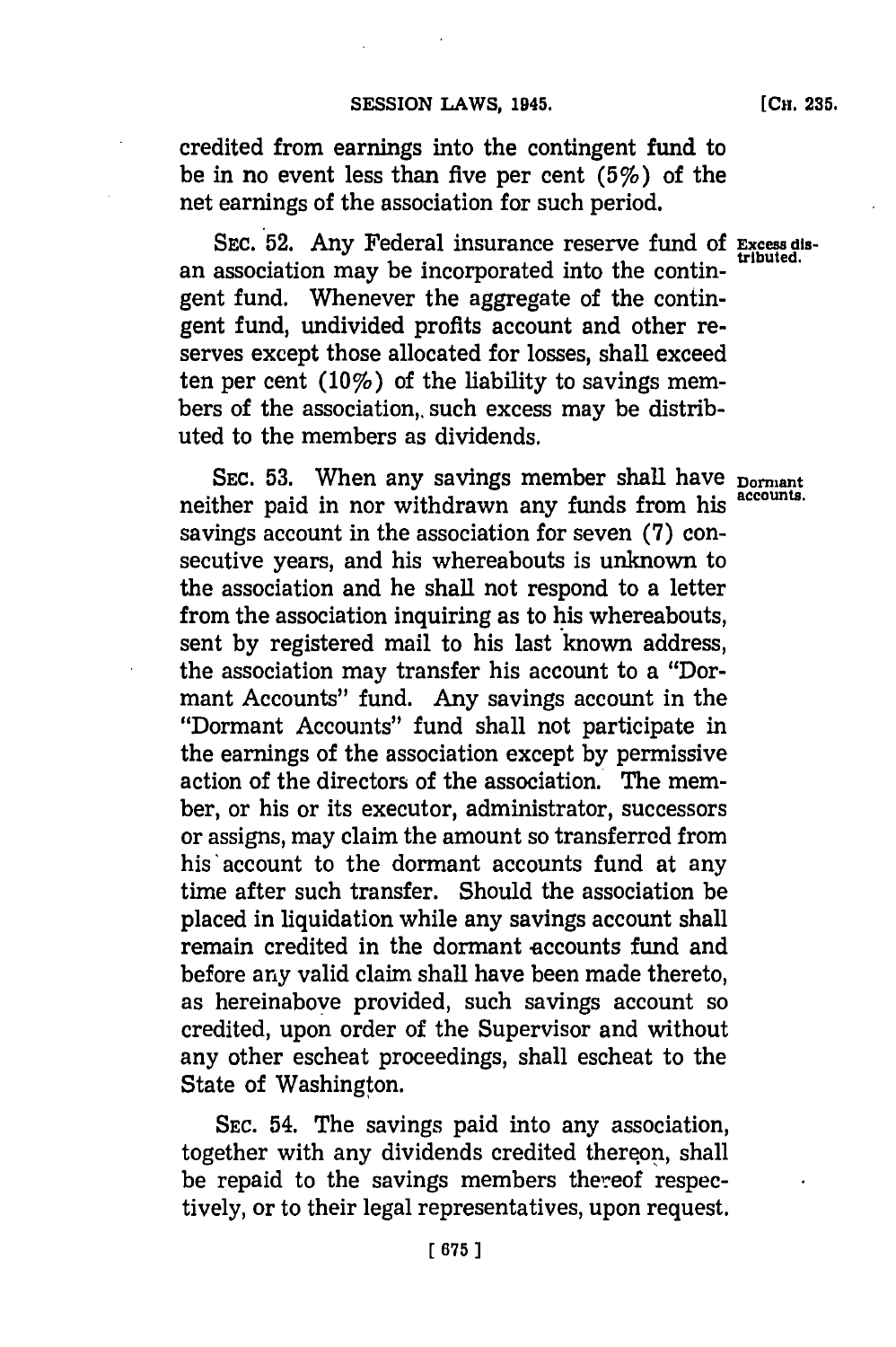credited from earnings into the contingent fund to be in no event less than five per cent (5%) of the net earnings of the association for such period.

SEC. 52. Any Federal insurance reserve fund of an association may be incorporated into the contingent fund. Whenever the aggregate of the contingent fund, undivided profits account and other reserves except those allocated for losses, shall exceed ten per cent (10%) of the liability to savings members of the association, such excess may be distributed to the members as dividends.

**Excess distributed.**

SEC. 53. When any savings member shall have neither paid in nor withdrawn any funds from his savings account in the association for seven (7) consecutive years, and his whereabouts is unknown to the association and he shall not respond to a letter from the association inquiring as to his whereabouts, sent by registered mail to his last known address, the association may transfer his account to a "Dormant Accounts" fund. Any savings account in the "Dormant Accounts" fund shall not participate in the earnings of the association except by permissive action of the directors of the association. The member, or his or its executor, administrator, successors or assigns, may claim the amount so transferred from his account to the dormant accounts fund at any time after such transfer. Should the association be placed in liquidation while any savings account shall remain credited in the dormant accounts fund and before any valid claim shall have been made thereto, as hereinabove provided, such savings account so credited, upon order of the Supervisor and without any other escheat proceedings, shall escheat to the State of Washington.

**Dormant accounts.**

SEC. 54. The savings paid into any association, together with any dividends credited thereon, shall be repaid to the savings members thereof respectively, or to their legal representatives, upon request.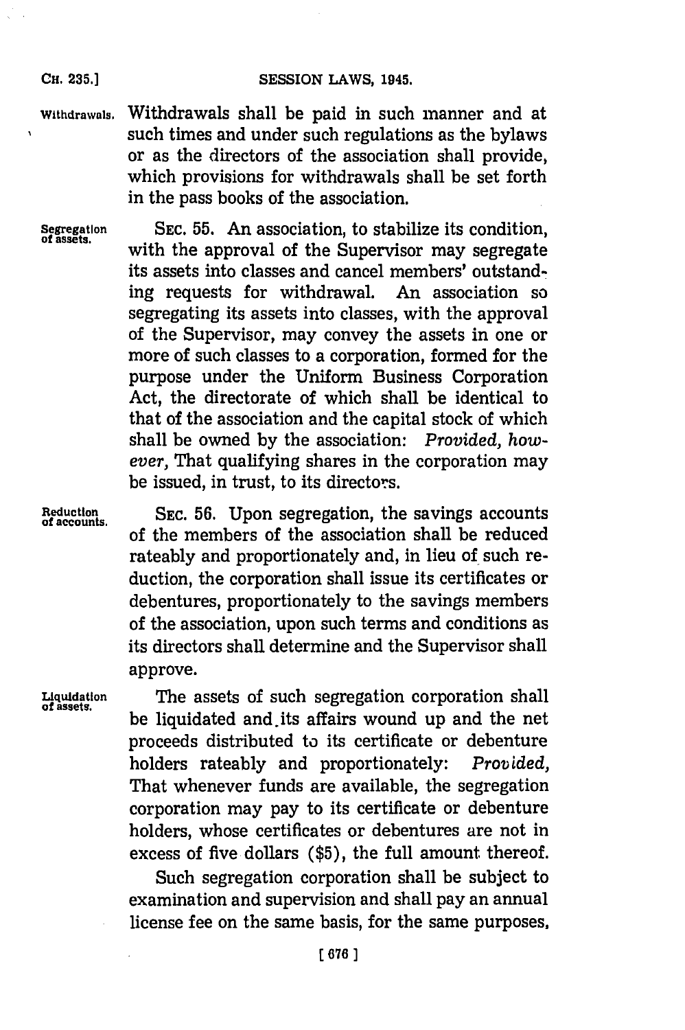Withdrawals. Withdrawals shall be paid in such manner and at such times and under such regulations as the bylaws or as the directors of the association shall provide, which provisions for withdrawals shall be set forth in the pass books of the association.

Segregation of assets. SEC. 55. An association, to stabilize its condition, with the approval of the Supervisor may segregate its assets into classes and cancel members' outstanding requests for withdrawal. An association so segregating its assets into classes, with the approval of the Supervisor, may convey the assets in one or more of such classes to a corporation, formed for the purpose under the Uniform Business Corporation Act, the directorate of which shall be identical to that of the association and the capital stock of which shall be owned by the association: *Provided, however,* That qualifying shares in the corporation may be issued, in trust, to its directors.

Reduction of accounts. SEC. 56. Upon segregation, the savings accounts of the members of the association shall be reduced rateably and proportionately and, in lieu of such reduction, the corporation shall issue its certificates or debentures, proportionately to the savings members of the association, upon such terms and conditions as its directors shall determine and the Supervisor shall approve.

Liquidation of assets. The assets of such segregation corporation shall be liquidated and its affairs wound up and the net proceeds distributed to its certificate or debenture holders rateably and proportionately: *Provided,* That whenever funds are available, the segregation corporation may pay to its certificate or debenture holders, whose certificates or debentures are not in excess of five dollars ($5), the full amount thereof.

Such segregation corporation shall be subject to examination and supervision and shall pay an annual license fee on the same basis, for the same purposes,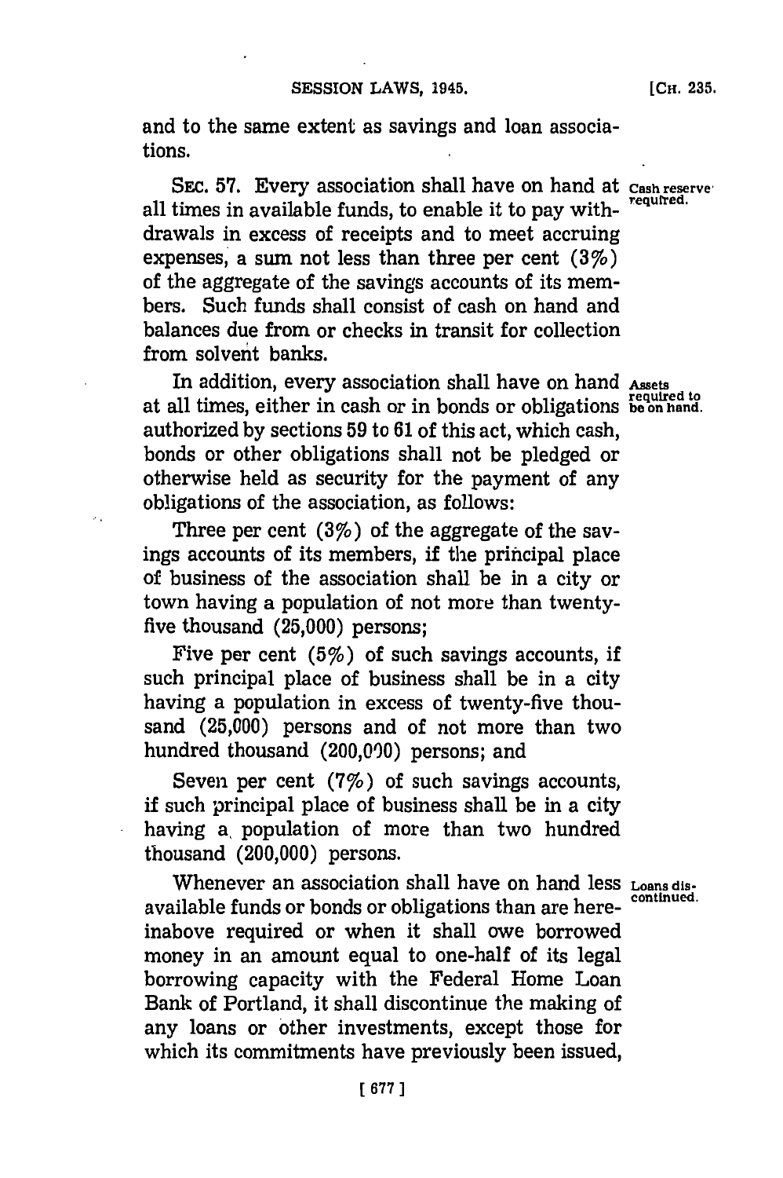and to the same extent as savings and loan associations.

SEC. 57. Every association shall have on hand at all times in available funds, to enable it to pay withdrawals in excess of receipts and to meet accruing expenses, a sum not less than three per cent (3%) of the aggregate of the savings accounts of its members. Such funds shall consist of cash on hand and balances due from or checks in transit for collection from solvent banks.

Cash reserve required.

In addition, every association shall have on hand at all times, either in cash or in bonds or obligations authorized by sections 59 to 61 of this act, which cash, bonds or other obligations shall not be pledged or otherwise held as security for the payment of any obligations of the association, as follows:

Assets required to be on hand.

Three per cent (3%) of the aggregate of the savings accounts of its members, if the principal place of business of the association shall be in a city or town having a population of not more than twenty-five thousand (25,000) persons;

Five per cent (5%) of such savings accounts, if such principal place of business shall be in a city having a population in excess of twenty-five thousand (25,000) persons and of not more than two hundred thousand (200,000) persons; and

Seven per cent (7%) of such savings accounts, if such principal place of business shall be in a city having a population of more than two hundred thousand (200,000) persons.

Whenever an association shall have on hand less available funds or bonds or obligations than are hereinabove required or when it shall owe borrowed money in an amount equal to one-half of its legal borrowing capacity with the Federal Home Loan Bank of Portland, it shall discontinue the making of any loans or other investments, except those for which its commitments have previously been issued,

Loans discontinued.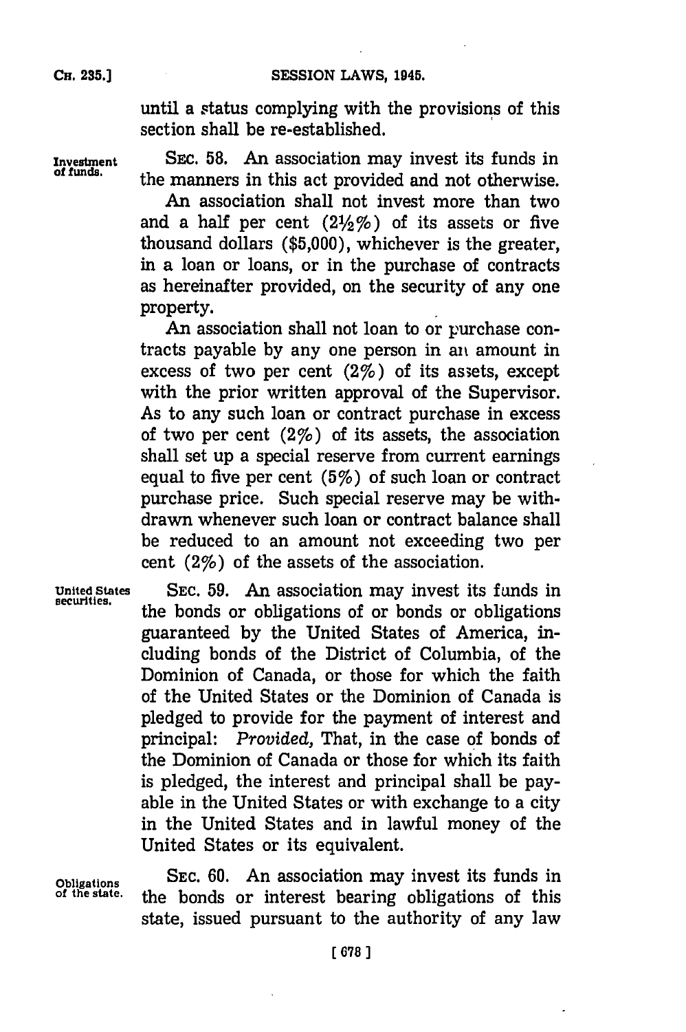until a status complying with the provisions of this section shall be re-established.

Investment of funds.

SEC. 58. An association may invest its funds in the manners in this act provided and not otherwise.

An association shall not invest more than two and a half per cent (2½%) of its assets or five thousand dollars ($5,000), whichever is the greater, in a loan or loans, or in the purchase of contracts as hereinafter provided, on the security of any one property.

An association shall not loan to or purchase contracts payable by any one person in an amount in excess of two per cent (2%) of its assets, except with the prior written approval of the Supervisor. As to any such loan or contract purchase in excess of two per cent (2%) of its assets, the association shall set up a special reserve from current earnings equal to five per cent (5%) of such loan or contract purchase price. Such special reserve may be withdrawn whenever such loan or contract balance shall be reduced to an amount not exceeding two per cent (2%) of the assets of the association.

United States securities.

SEC. 59. An association may invest its funds in the bonds or obligations of or bonds or obligations guaranteed by the United States of America, including bonds of the District of Columbia, of the Dominion of Canada, or those for which the faith of the United States or the Dominion of Canada is pledged to provide for the payment of interest and principal: *Provided*, That, in the case of bonds of the Dominion of Canada or those for which its faith is pledged, the interest and principal shall be payable in the United States or with exchange to a city in the United States and in lawful money of the United States or its equivalent.

Obligations of the state.

SEC. 60. An association may invest its funds in the bonds or interest bearing obligations of this state, issued pursuant to the authority of any law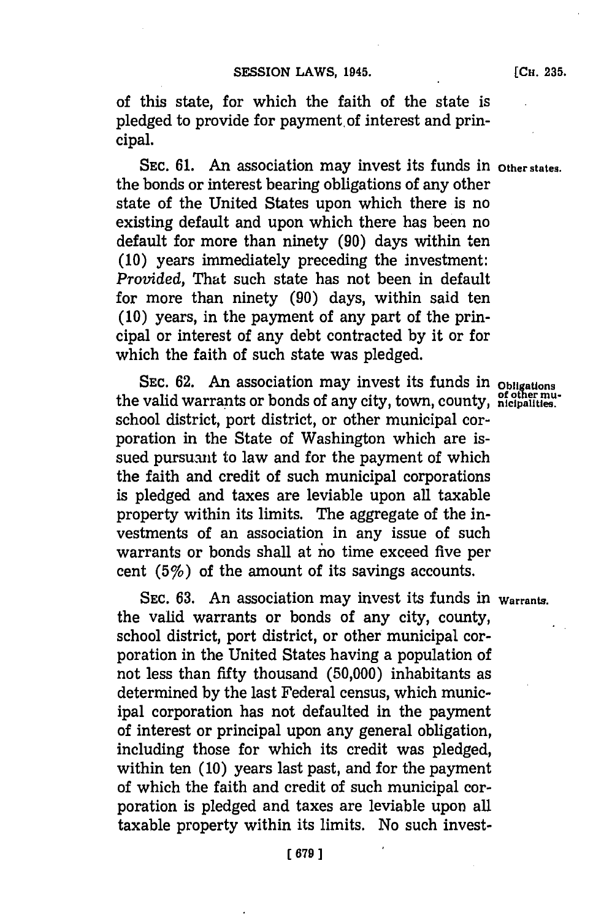of this state, for which the faith of the state is pledged to provide for payment of interest and principal.

SEC. 61. An association may invest its funds in the bonds or interest bearing obligations of any other state of the United States upon which there is no existing default and upon which there has been no default for more than ninety (90) days within ten (10) years immediately preceding the investment: *Provided,* That such state has not been in default for more than ninety (90) days, within said ten (10) years, in the payment of any part of the principal or interest of any debt contracted by it or for which the faith of such state was pledged.

Other states.

SEC. 62. An association may invest its funds in the valid warrants or bonds of any city, town, county, school district, port district, or other municipal corporation in the State of Washington which are issued pursuant to law and for the payment of which the faith and credit of such municipal corporations is pledged and taxes are leviable upon all taxable property within its limits. The aggregate of the investments of an association in any issue of such warrants or bonds shall at no time exceed five per cent (5%) of the amount of its savings accounts.

Obligations of other municipalities.

SEC. 63. An association may invest its funds in the valid warrants or bonds of any city, county, school district, port district, or other municipal corporation in the United States having a population of not less than fifty thousand (50,000) inhabitants as determined by the last Federal census, which municipal corporation has not defaulted in the payment of interest or principal upon any general obligation, including those for which its credit was pledged, within ten (10) years last past, and for the payment of which the faith and credit of such municipal corporation is pledged and taxes are leviable upon all taxable property within its limits. No such invest-

Warrants.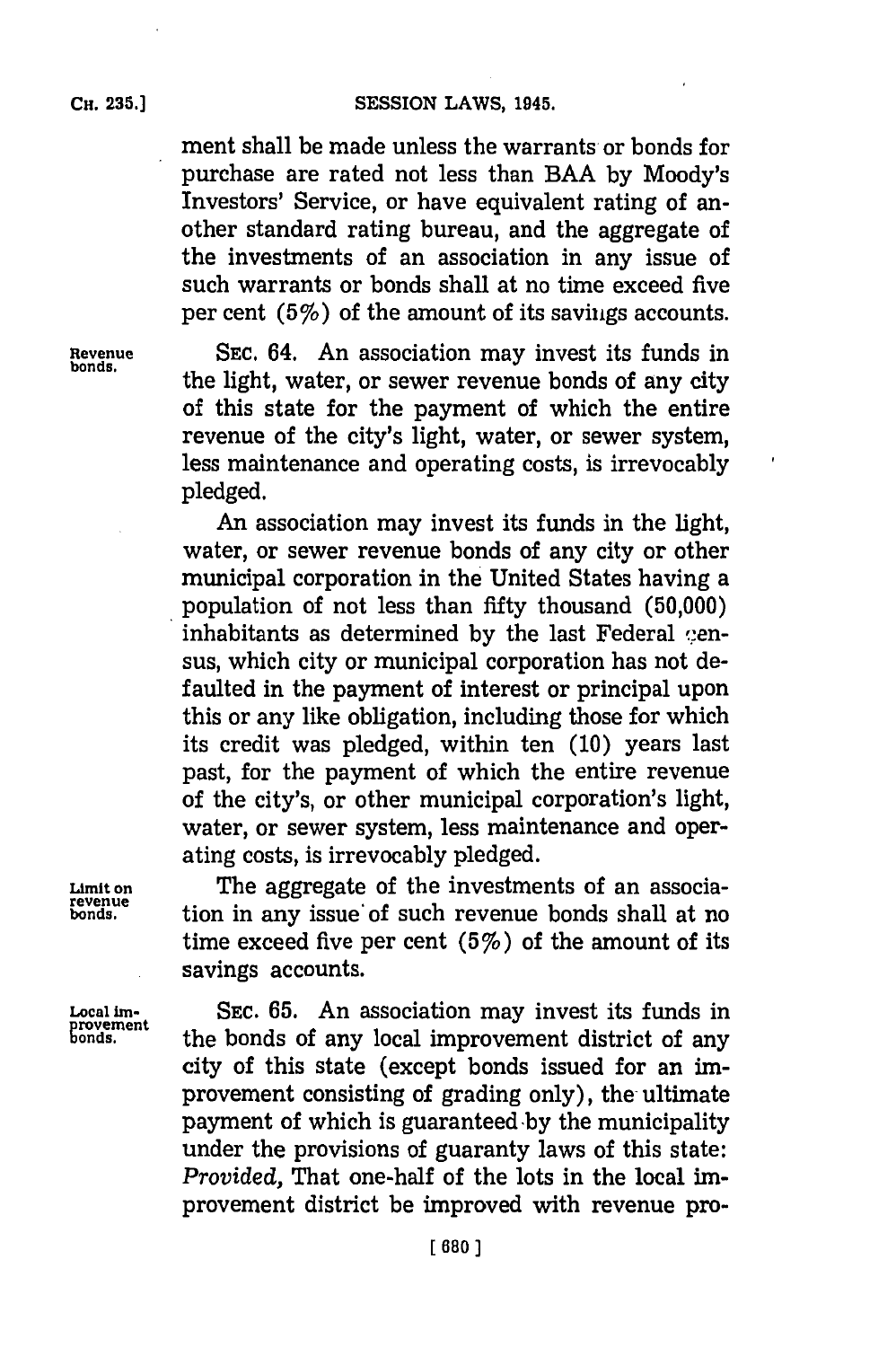ment shall be made unless the warrants or bonds for purchase are rated not less than BAA by Moody's Investors' Service, or have equivalent rating of another standard rating bureau, and the aggregate of the investments of an association in any issue of such warrants or bonds shall at no time exceed five per cent (5%) of the amount of its savings accounts.

Revenue bonds.

SEC. 64. An association may invest its funds in the light, water, or sewer revenue bonds of any city of this state for the payment of which the entire revenue of the city's light, water, or sewer system, less maintenance and operating costs, is irrevocably pledged.

An association may invest its funds in the light, water, or sewer revenue bonds of any city or other municipal corporation in the United States having a population of not less than fifty thousand (50,000) inhabitants as determined by the last Federal census, which city or municipal corporation has not defaulted in the payment of interest or principal upon this or any like obligation, including those for which its credit was pledged, within ten (10) years last past, for the payment of which the entire revenue of the city's, or other municipal corporation's light, water, or sewer system, less maintenance and operating costs, is irrevocably pledged.

Limit on revenue bonds.

The aggregate of the investments of an association in any issue of such revenue bonds shall at no time exceed five per cent (5%) of the amount of its savings accounts.

Local improvement bonds.

SEC. 65. An association may invest its funds in the bonds of any local improvement district of any city of this state (except bonds issued for an improvement consisting of grading only), the ultimate payment of which is guaranteed by the municipality under the provisions of guaranty laws of this state: *Provided,* That one-half of the lots in the local improvement district be improved with revenue pro-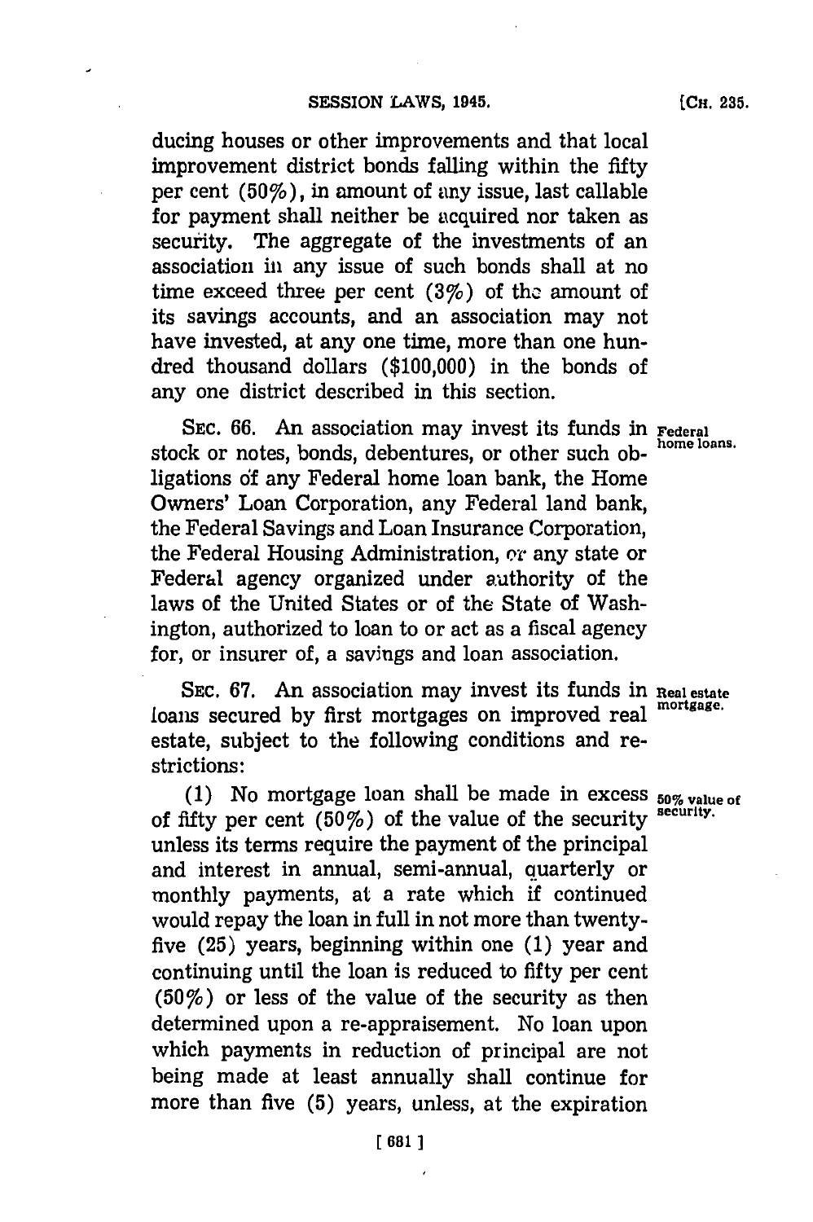ducing houses or other improvements and that local improvement district bonds falling within the fifty per cent (50%), in amount of any issue, last callable for payment shall neither be acquired nor taken as security. The aggregate of the investments of an association in any issue of such bonds shall at no time exceed three per cent (3%) of the amount of its savings accounts, and an association may not have invested, at any one time, more than one hundred thousand dollars ($100,000) in the bonds of any one district described in this section.

SEC. 66. An association may invest its funds in stock or notes, bonds, debentures, or other such obligations of any Federal home loan bank, the Home Owners' Loan Corporation, any Federal land bank, the Federal Savings and Loan Insurance Corporation, the Federal Housing Administration, or any state or Federal agency organized under authority of the laws of the United States or of the State of Washington, authorized to loan to or act as a fiscal agency for, or insurer of, a savings and loan association.

*Federal home loans.*

SEC. 67. An association may invest its funds in loans secured by first mortgages on improved real estate, subject to the following conditions and restrictions:

*Real estate mortgage.*

(1) No mortgage loan shall be made in excess of fifty per cent (50%) of the value of the security unless its terms require the payment of the principal and interest in annual, semi-annual, quarterly or monthly payments, at a rate which if continued would repay the loan in full in not more than twenty-five (25) years, beginning within one (1) year and continuing until the loan is reduced to fifty per cent (50%) or less of the value of the security as then determined upon a re-appraisement. No loan upon which payments in reduction of principal are not being made at least annually shall continue for more than five (5) years, unless, at the expiration

*50% value of security.*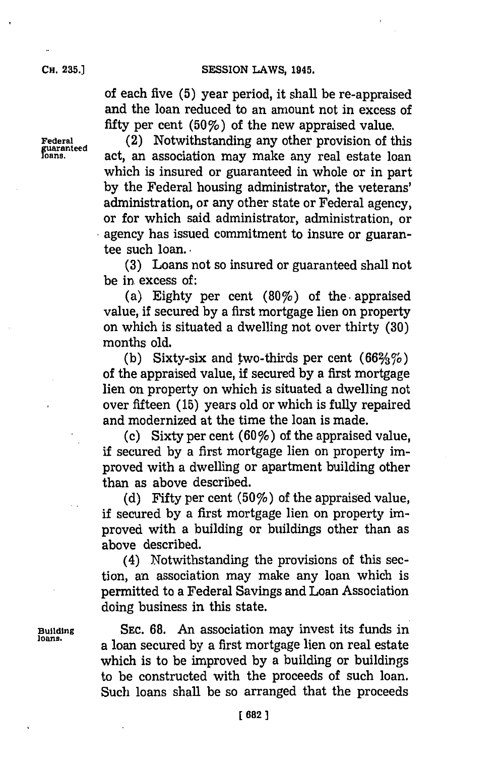of each five (5) year period, it shall be re-appraised and the loan reduced to an amount not in excess of fifty per cent (50%) of the new appraised value.

Federal guaranteed loans.

(2) Notwithstanding any other provision of this act, an association may make any real estate loan which is insured or guaranteed in whole or in part by the Federal housing administrator, the veterans' administration, or any other state or Federal agency, or for which said administrator, administration, or agency has issued commitment to insure or guarantee such loan.

(3) Loans not so insured or guaranteed shall not be in excess of:

(a) Eighty per cent (80%) of the appraised value, if secured by a first mortgage lien on property on which is situated a dwelling not over thirty (30) months old.

(b) Sixty-six and two-thirds per cent (66⅔%) of the appraised value, if secured by a first mortgage lien on property on which is situated a dwelling not over fifteen (15) years old or which is fully repaired and modernized at the time the loan is made.

(c) Sixty per cent (60%) of the appraised value, if secured by a first mortgage lien on property improved with a dwelling or apartment building other than as above described.

(d) Fifty per cent (50%) of the appraised value, if secured by a first mortgage lien on property improved with a building or buildings other than as above described.

(4) Notwithstanding the provisions of this section, an association may make any loan which is permitted to a Federal Savings and Loan Association doing business in this state.

Building loans.

SEC. 68. An association may invest its funds in a loan secured by a first mortgage lien on real estate which is to be improved by a building or buildings to be constructed with the proceeds of such loan. Such loans shall be so arranged that the proceeds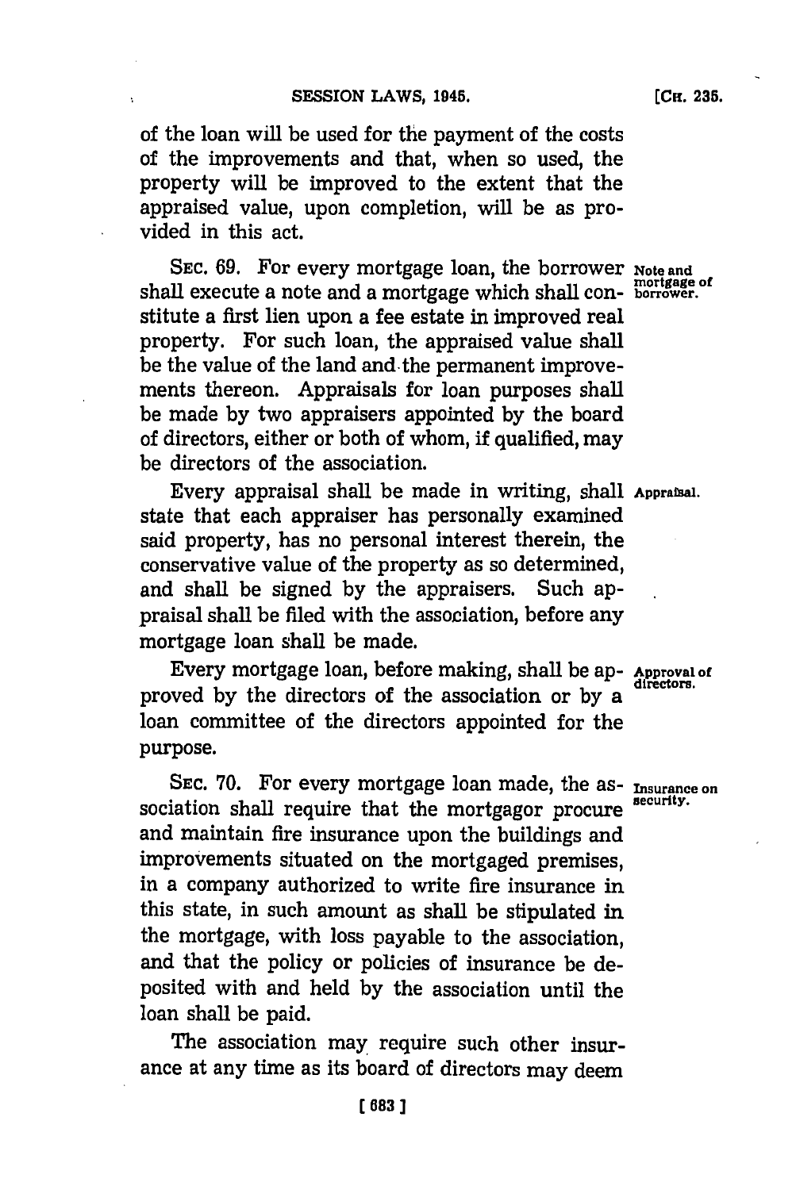of the loan will be used for the payment of the costs of the improvements and that, when so used, the property will be improved to the extent that the appraised value, upon completion, will be as provided in this act.

SEC. 69. For every mortgage loan, the borrower shall execute a note and a mortgage which shall constitute a first lien upon a fee estate in improved real property. For such loan, the appraised value shall be the value of the land and the permanent improvements thereon. Appraisals for loan purposes shall be made by two appraisers appointed by the board of directors, either or both of whom, if qualified, may be directors of the association.

*Note and mortgage of borrower.*

Every appraisal shall be made in writing, shall state that each appraiser has personally examined said property, has no personal interest therein, the conservative value of the property as so determined, and shall be signed by the appraisers. Such appraisal shall be filed with the association, before any mortgage loan shall be made.

*Appraisal.*

Every mortgage loan, before making, shall be approved by the directors of the association or by a loan committee of the directors appointed for the purpose.

*Approval of directors.*

SEC. 70. For every mortgage loan made, the association shall require that the mortgagor procure and maintain fire insurance upon the buildings and improvements situated on the mortgaged premises, in a company authorized to write fire insurance in this state, in such amount as shall be stipulated in the mortgage, with loss payable to the association, and that the policy or policies of insurance be deposited with and held by the association until the loan shall be paid.

*Insurance on security.*

The association may require such other insurance at any time as its board of directors may deem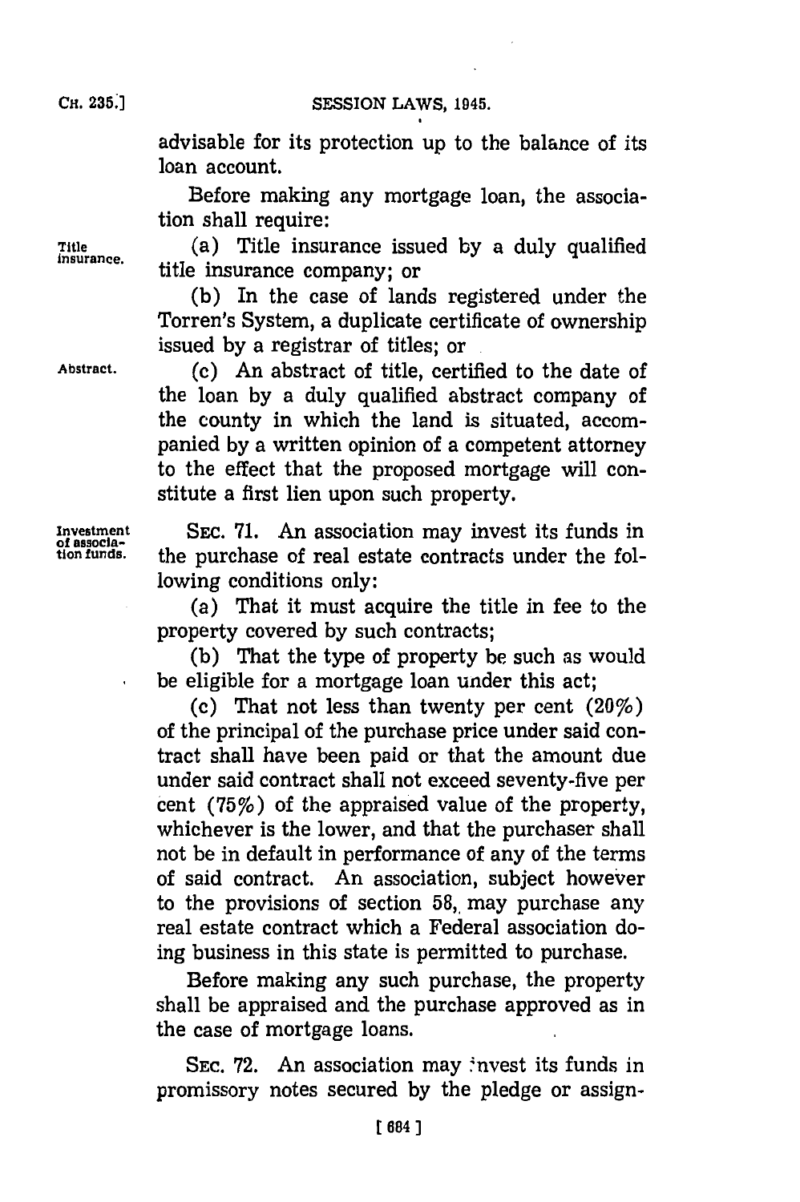advisable for its protection up to the balance of its loan account.

Before making any mortgage loan, the association shall require:

Title insurance.

(a) Title insurance issued by a duly qualified title insurance company; or

(b) In the case of lands registered under the Torren's System, a duplicate certificate of ownership issued by a registrar of titles; or

Abstract.

(c) An abstract of title, certified to the date of the loan by a duly qualified abstract company of the county in which the land is situated, accompanied by a written opinion of a competent attorney to the effect that the proposed mortgage will constitute a first lien upon such property.

Investment of association funds.

SEC. 71. An association may invest its funds in the purchase of real estate contracts under the following conditions only:

(a) That it must acquire the title in fee to the property covered by such contracts;

(b) That the type of property be such as would be eligible for a mortgage loan under this act;

(c) That not less than twenty per cent (20%) of the principal of the purchase price under said contract shall have been paid or that the amount due under said contract shall not exceed seventy-five per cent (75%) of the appraised value of the property, whichever is the lower, and that the purchaser shall not be in default in performance of any of the terms of said contract. An association, subject however to the provisions of section 58, may purchase any real estate contract which a Federal association doing business in this state is permitted to purchase.

Before making any such purchase, the property shall be appraised and the purchase approved as in the case of mortgage loans.

SEC. 72. An association may invest its funds in promissory notes secured by the pledge or assign-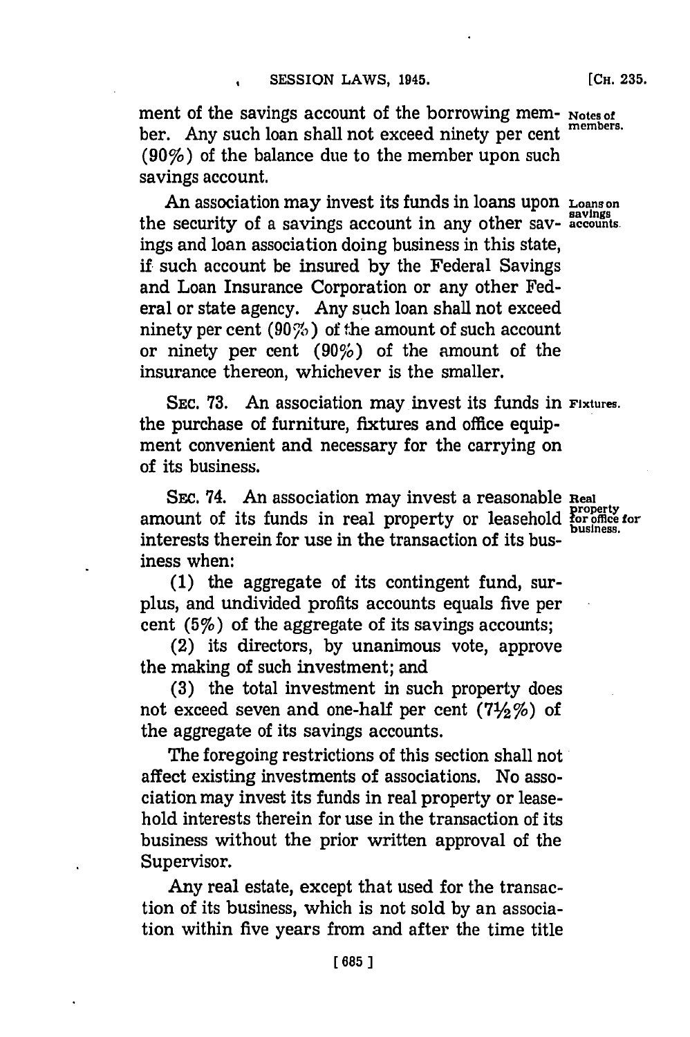ment of the savings account of the borrowing member. Any such loan shall not exceed ninety per cent (90%) of the balance due to the member upon such savings account.

Notes of members.

An association may invest its funds in loans upon the security of a savings account in any other savings and loan association doing business in this state, if such account be insured by the Federal Savings and Loan Insurance Corporation or any other Federal or state agency. Any such loan shall not exceed ninety per cent (90%) of the amount of such account or ninety per cent (90%) of the amount of the insurance thereon, whichever is the smaller.

Loans on savings accounts.

SEC. 73. An association may invest its funds in the purchase of furniture, fixtures and office equipment convenient and necessary for the carrying on of its business.

Fixtures.

SEC. 74. An association may invest a reasonable amount of its funds in real property or leasehold interests therein for use in the transaction of its business when:

Real property for office for business.

(1) the aggregate of its contingent fund, surplus, and undivided profits accounts equals five per cent (5%) of the aggregate of its savings accounts;

(2) its directors, by unanimous vote, approve the making of such investment; and

(3) the total investment in such property does not exceed seven and one-half per cent (7½%) of the aggregate of its savings accounts.

The foregoing restrictions of this section shall not affect existing investments of associations. No association may invest its funds in real property or leasehold interests therein for use in the transaction of its business without the prior written approval of the Supervisor.

Any real estate, except that used for the transaction of its business, which is not sold by an association within five years from and after the time title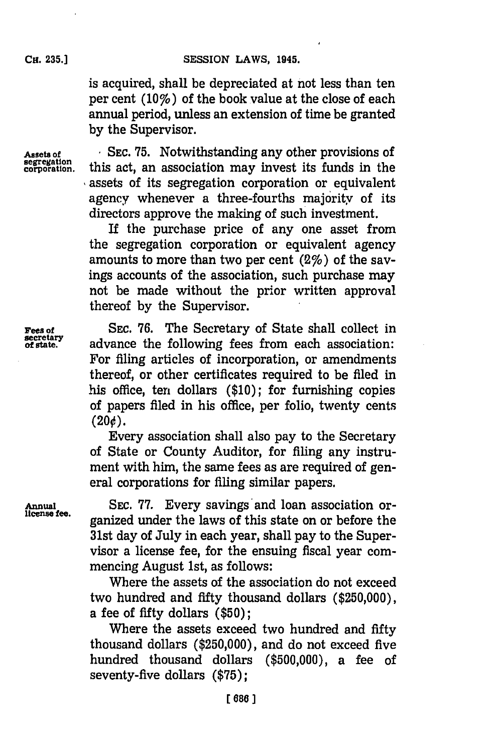is acquired, shall be depreciated at not less than ten per cent (10%) of the book value at the close of each annual period, unless an extension of time be granted by the Supervisor.

**Assets of segregation corporation.** SEC. 75. Notwithstanding any other provisions of this act, an association may invest its funds in the assets of its segregation corporation or equivalent agency whenever a three-fourths majority of its directors approve the making of such investment.

If the purchase price of any one asset from the segregation corporation or equivalent agency amounts to more than two per cent (2%) of the savings accounts of the association, such purchase may not be made without the prior written approval thereof by the Supervisor.

**Fees of secretary of state.** SEC. 76. The Secretary of State shall collect in advance the following fees from each association: For filing articles of incorporation, or amendments thereof, or other certificates required to be filed in his office, ten dollars ($10); for furnishing copies of papers filed in his office, per folio, twenty cents (20¢).

Every association shall also pay to the Secretary of State or County Auditor, for filing any instrument with him, the same fees as are required of general corporations for filing similar papers.

**Annual license fee.** SEC. 77. Every savings and loan association organized under the laws of this state on or before the 31st day of July in each year, shall pay to the Supervisor a license fee, for the ensuing fiscal year commencing August 1st, as follows:

Where the assets of the association do not exceed two hundred and fifty thousand dollars ($250,000), a fee of fifty dollars ($50);

Where the assets exceed two hundred and fifty thousand dollars ($250,000), and do not exceed five hundred thousand dollars ($500,000), a fee of seventy-five dollars ($75);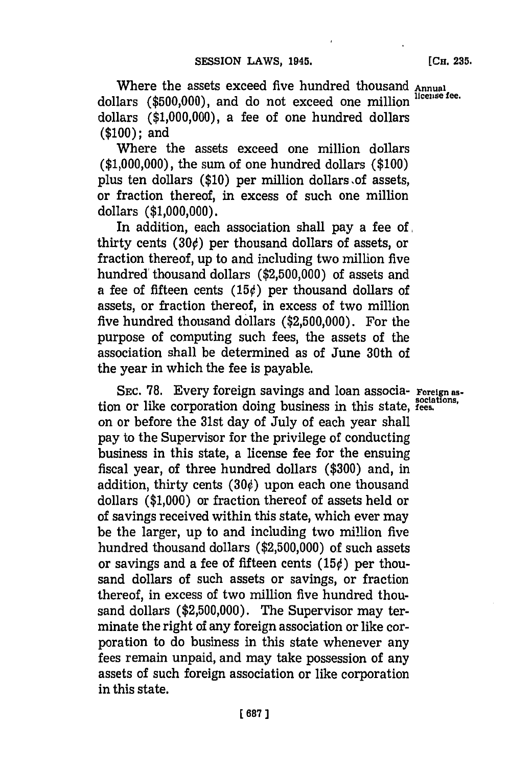Where the assets exceed five hundred thousand dollars ($500,000), and do not exceed one million dollars ($1,000,000), a fee of one hundred dollars ($100); and

Annual license fee.

Where the assets exceed one million dollars ($1,000,000), the sum of one hundred dollars ($100) plus ten dollars ($10) per million dollars of assets, or fraction thereof, in excess of such one million dollars ($1,000,000).

In addition, each association shall pay a fee of thirty cents (30¢) per thousand dollars of assets, or fraction thereof, up to and including two million five hundred thousand dollars ($2,500,000) of assets and a fee of fifteen cents (15¢) per thousand dollars of assets, or fraction thereof, in excess of two million five hundred thousand dollars ($2,500,000). For the purpose of computing such fees, the assets of the association shall be determined as of June 30th of the year in which the fee is payable.

SEC. 78. Every foreign savings and loan association or like corporation doing business in this state, on or before the 31st day of July of each year shall pay to the Supervisor for the privilege of conducting business in this state, a license fee for the ensuing fiscal year, of three hundred dollars ($300) and, in addition, thirty cents (30¢) upon each one thousand dollars ($1,000) or fraction thereof of assets held or of savings received within this state, which ever may be the larger, up to and including two million five hundred thousand dollars ($2,500,000) of such assets or savings and a fee of fifteen cents (15¢) per thousand dollars of such assets or savings, or fraction thereof, in excess of two million five hundred thousand dollars ($2,500,000). The Supervisor may terminate the right of any foreign association or like corporation to do business in this state whenever any fees remain unpaid, and may take possession of any assets of such foreign association or like corporation in this state.

Foreign associations, fees.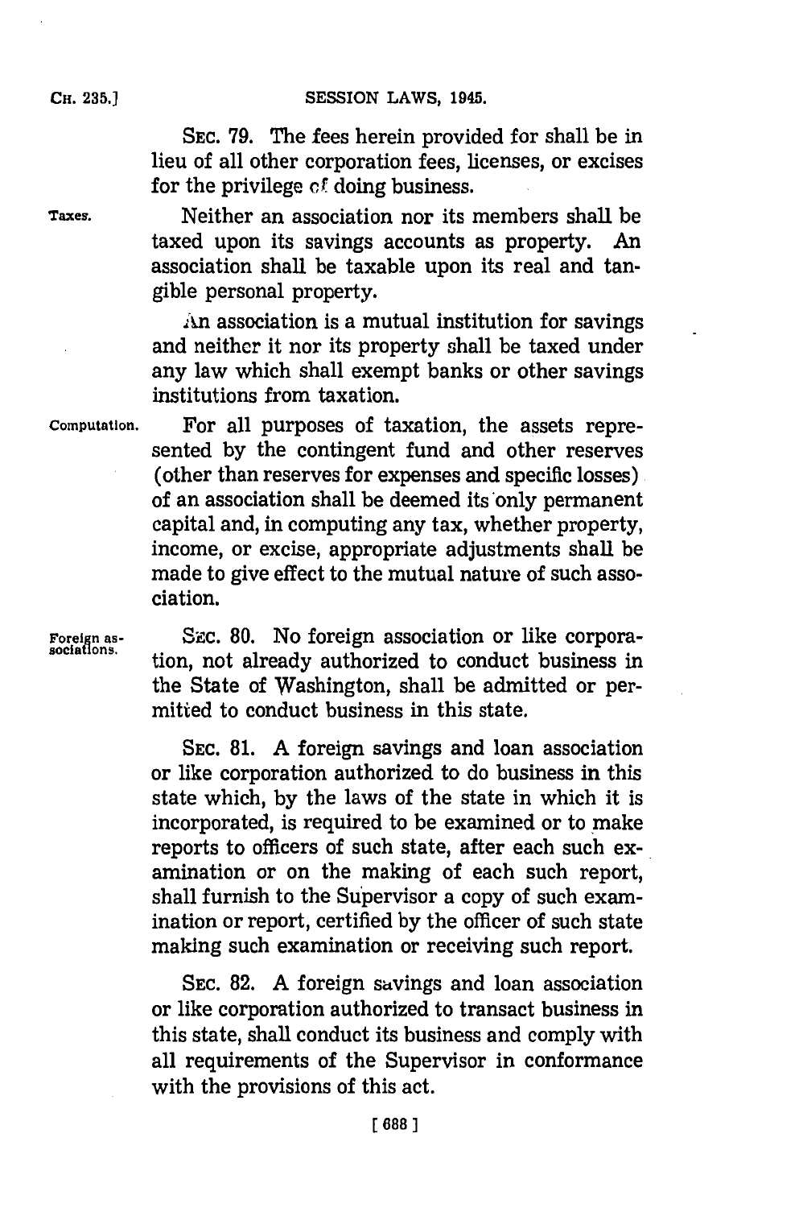SEC. 79. The fees herein provided for shall be in lieu of all other corporation fees, licenses, or excises for the privilege of doing business.

Taxes. Neither an association nor its members shall be taxed upon its savings accounts as property. An association shall be taxable upon its real and tangible personal property.

An association is a mutual institution for savings and neither it nor its property shall be taxed under any law which shall exempt banks or other savings institutions from taxation.

Computation. For all purposes of taxation, the assets represented by the contingent fund and other reserves (other than reserves for expenses and specific losses) of an association shall be deemed its only permanent capital and, in computing any tax, whether property, income, or excise, appropriate adjustments shall be made to give effect to the mutual nature of such association.

Foreign associations. SEC. 80. No foreign association or like corporation, not already authorized to conduct business in the State of Washington, shall be admitted or permitted to conduct business in this state.

SEC. 81. A foreign savings and loan association or like corporation authorized to do business in this state which, by the laws of the state in which it is incorporated, is required to be examined or to make reports to officers of such state, after each such examination or on the making of each such report, shall furnish to the Supervisor a copy of such examination or report, certified by the officer of such state making such examination or receiving such report.

SEC. 82. A foreign savings and loan association or like corporation authorized to transact business in this state, shall conduct its business and comply with all requirements of the Supervisor in conformance with the provisions of this act.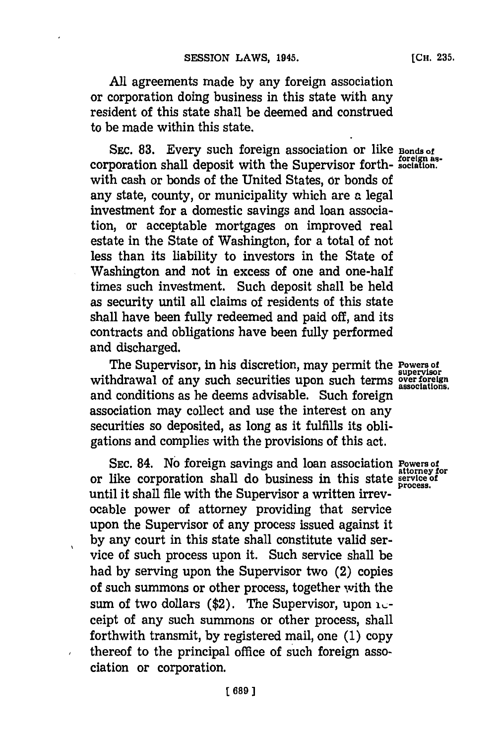All agreements made by any foreign association or corporation doing business in this state with any resident of this state shall be deemed and construed to be made within this state.

SEC. 83. Every such foreign association or like corporation shall deposit with the Supervisor forthwith cash or bonds of the United States, or bonds of any state, county, or municipality which are a legal investment for a domestic savings and loan association, or acceptable mortgages on improved real estate in the State of Washington, for a total of not less than its liability to investors in the State of Washington and not in excess of one and one-half times such investment. Such deposit shall be held as security until all claims of residents of this state shall have been fully redeemed and paid off, and its contracts and obligations have been fully performed and discharged.

*Bonds of foreign association.*

The Supervisor, in his discretion, may permit the withdrawal of any such securities upon such terms and conditions as he deems advisable. Such foreign association may collect and use the interest on any securities so deposited, as long as it fulfills its obligations and complies with the provisions of this act.

*Powers of supervisor over foreign associations.*

SEC. 84. No foreign savings and loan association or like corporation shall do business in this state until it shall file with the Supervisor a written irrevocable power of attorney providing that service upon the Supervisor of any process issued against it by any court in this state shall constitute valid service of such process upon it. Such service shall be had by serving upon the Supervisor two (2) copies of such summons or other process, together with the sum of two dollars ($2). The Supervisor, upon receipt of any such summons or other process, shall forthwith transmit, by registered mail, one (1) copy thereof to the principal office of such foreign association or corporation.

*Powers of attorney for service of process.*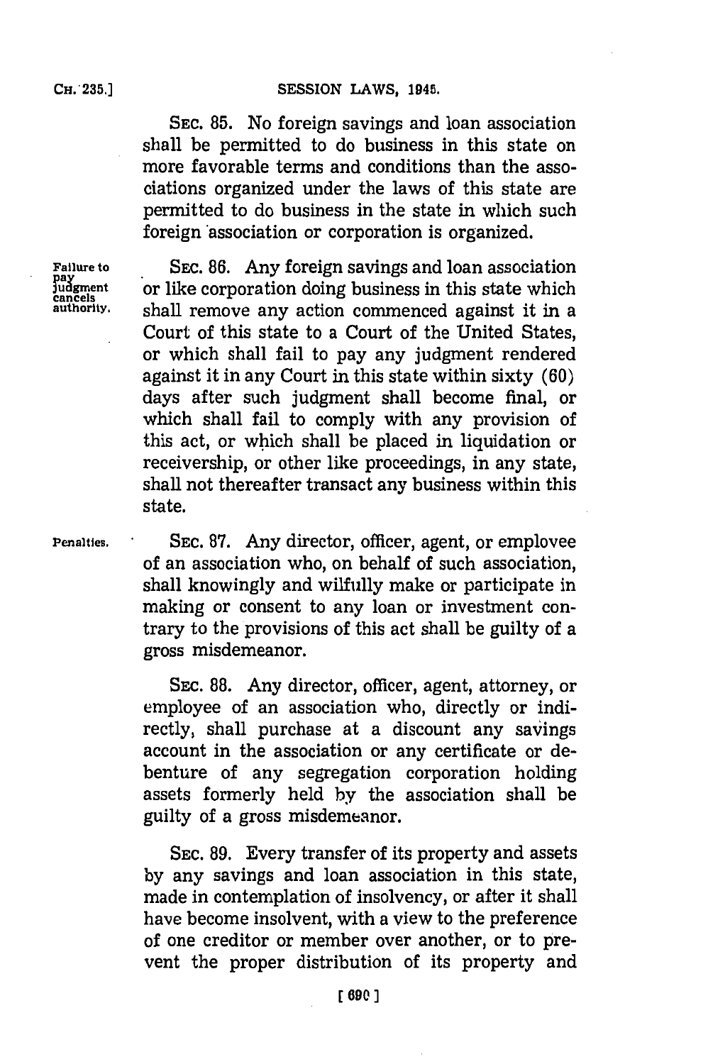SEC. 85. No foreign savings and loan association shall be permitted to do business in this state on more favorable terms and conditions than the associations organized under the laws of this state are permitted to do business in the state in which such foreign association or corporation is organized.

Failure to pay judgment cancels authority.

SEC. 86. Any foreign savings and loan association or like corporation doing business in this state which shall remove any action commenced against it in a Court of this state to a Court of the United States, or which shall fail to pay any judgment rendered against it in any Court in this state within sixty (60) days after such judgment shall become final, or which shall fail to comply with any provision of this act, or which shall be placed in liquidation or receivership, or other like proceedings, in any state, shall not thereafter transact any business within this state.

Penalties.

SEC. 87. Any director, officer, agent, or employee of an association who, on behalf of such association, shall knowingly and wilfully make or participate in making or consent to any loan or investment contrary to the provisions of this act shall be guilty of a gross misdemeanor.

SEC. 88. Any director, officer, agent, attorney, or employee of an association who, directly or indirectly, shall purchase at a discount any savings account in the association or any certificate or debenture of any segregation corporation holding assets formerly held by the association shall be guilty of a gross misdemeanor.

SEC. 89. Every transfer of its property and assets by any savings and loan association in this state, made in contemplation of insolvency, or after it shall have become insolvent, with a view to the preference of one creditor or member over another, or to prevent the proper distribution of its property and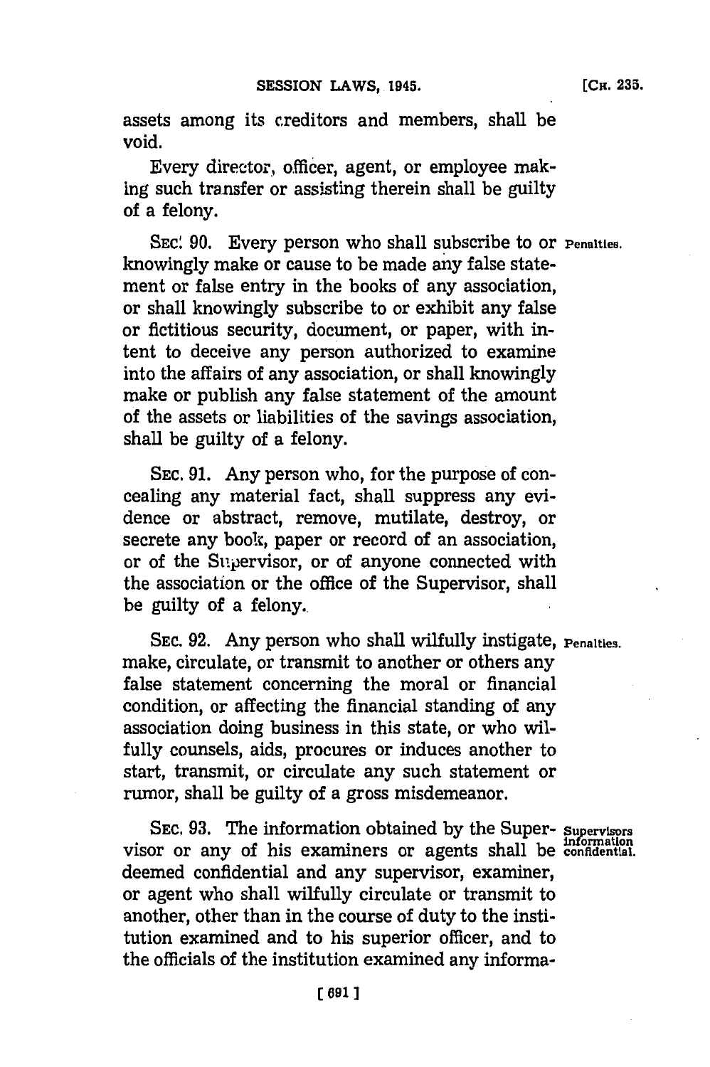assets among its creditors and members, shall be void.

Every director, officer, agent, or employee making such transfer or assisting therein shall be guilty of a felony.

SEC. 90. Every person who shall subscribe to or knowingly make or cause to be made any false statement or false entry in the books of any association, or shall knowingly subscribe to or exhibit any false or fictitious security, document, or paper, with intent to deceive any person authorized to examine into the affairs of any association, or shall knowingly make or publish any false statement of the amount of the assets or liabilities of the savings association, shall be guilty of a felony.

Penalties.

SEC. 91. Any person who, for the purpose of concealing any material fact, shall suppress any evidence or abstract, remove, mutilate, destroy, or secrete any book, paper or record of an association, or of the Supervisor, or of anyone connected with the association or the office of the Supervisor, shall be guilty of a felony.

SEC. 92. Any person who shall wilfully instigate, make, circulate, or transmit to another or others any false statement concerning the moral or financial condition, or affecting the financial standing of any association doing business in this state, or who wilfully counsels, aids, procures or induces another to start, transmit, or circulate any such statement or rumor, shall be guilty of a gross misdemeanor.

Penalties.

SEC. 93. The information obtained by the Supervisor or any of his examiners or agents shall be deemed confidential and any supervisor, examiner, or agent who shall wilfully circulate or transmit to another, other than in the course of duty to the institution examined and to his superior officer, and to the officials of the institution examined any informa-

Supervisors information confidential.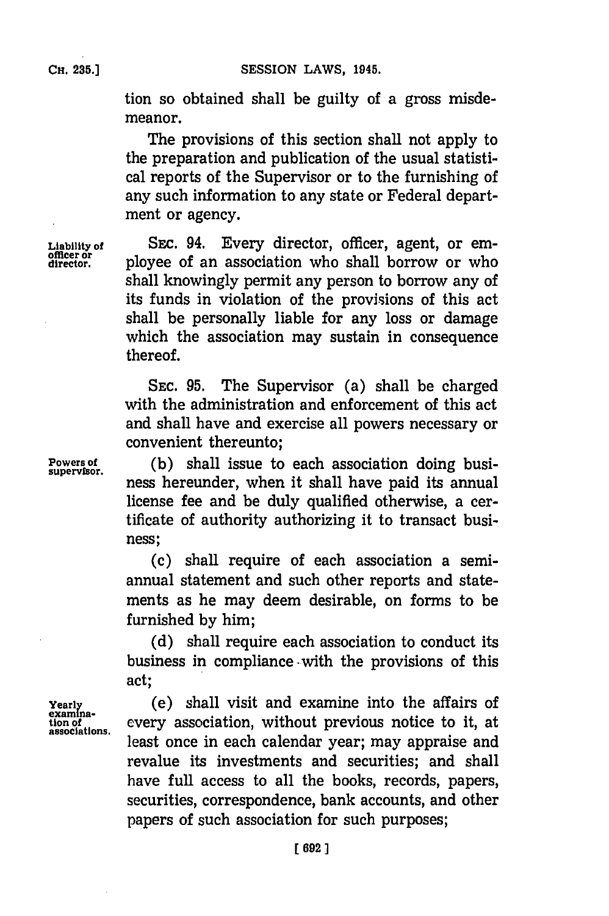tion so obtained shall be guilty of a gross misdemeanor.

The provisions of this section shall not apply to the preparation and publication of the usual statistical reports of the Supervisor or to the furnishing of any such information to any state or Federal department or agency.

Liability of officer or director.

SEC. 94. Every director, officer, agent, or employee of an association who shall borrow or who shall knowingly permit any person to borrow any of its funds in violation of the provisions of this act shall be personally liable for any loss or damage which the association may sustain in consequence thereof.

SEC. 95. The Supervisor (a) shall be charged with the administration and enforcement of this act and shall have and exercise all powers necessary or convenient thereunto;

Powers of supervisor.

(b) shall issue to each association doing business hereunder, when it shall have paid its annual license fee and be duly qualified otherwise, a certificate of authority authorizing it to transact business;

(c) shall require of each association a semi-annual statement and such other reports and statements as he may deem desirable, on forms to be furnished by him;

(d) shall require each association to conduct its business in compliance with the provisions of this act;

Yearly examination of associations.

(e) shall visit and examine into the affairs of every association, without previous notice to it, at least once in each calendar year; may appraise and revalue its investments and securities; and shall have full access to all the books, records, papers, securities, correspondence, bank accounts, and other papers of such association for such purposes;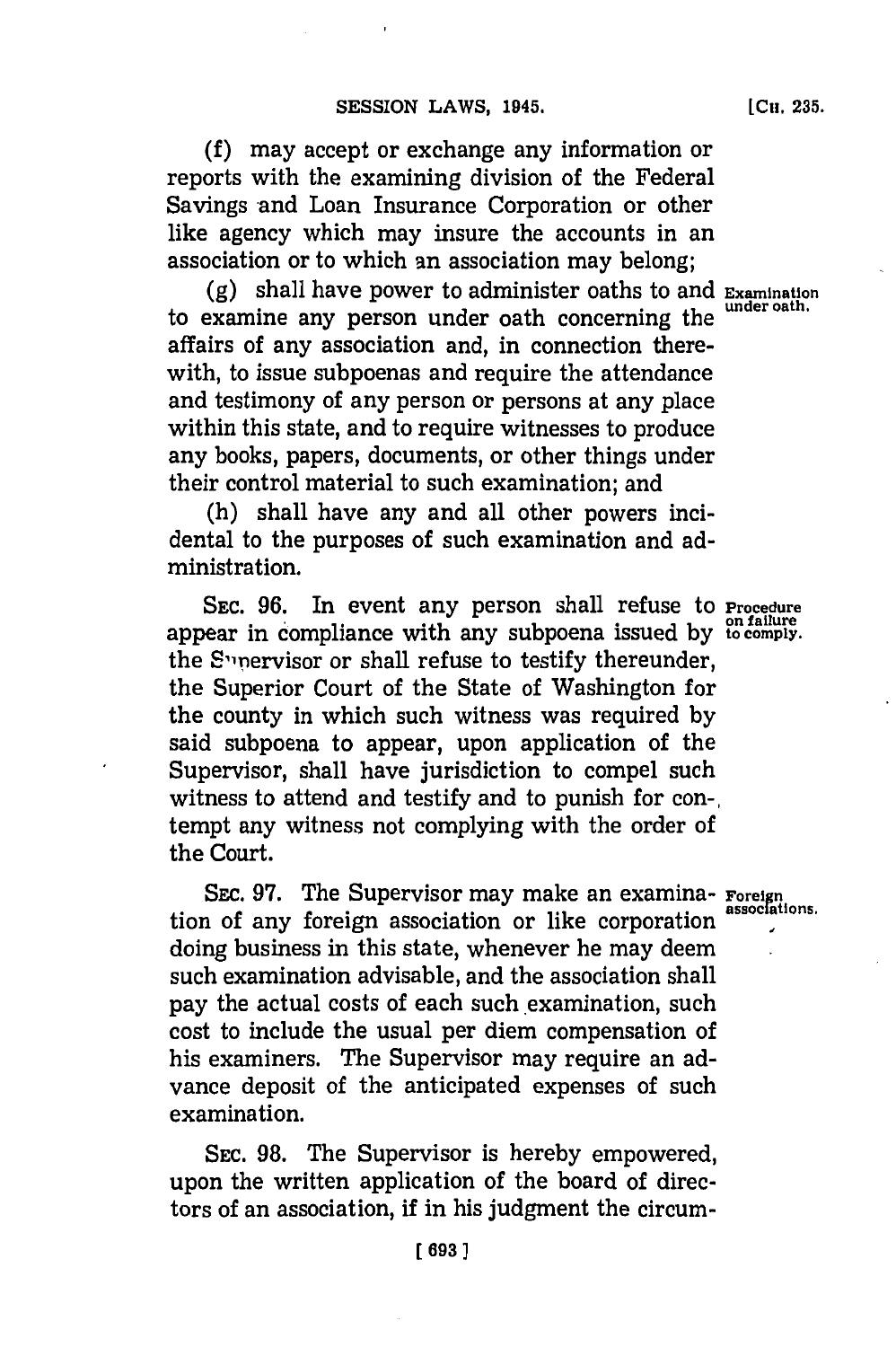(f) may accept or exchange any information or reports with the examining division of the Federal Savings and Loan Insurance Corporation or other like agency which may insure the accounts in an association or to which an association may belong;

(g) shall have power to administer oaths to and to examine any person under oath concerning the affairs of any association and, in connection therewith, to issue subpoenas and require the attendance and testimony of any person or persons at any place within this state, and to require witnesses to produce any books, papers, documents, or other things under their control material to such examination; and

Examination under oath.

(h) shall have any and all other powers incidental to the purposes of such examination and administration.

SEC. 96. In event any person shall refuse to appear in compliance with any subpoena issued by the Supervisor or shall refuse to testify thereunder, the Superior Court of the State of Washington for the county in which such witness was required by said subpoena to appear, upon application of the Supervisor, shall have jurisdiction to compel such witness to attend and testify and to punish for contempt any witness not complying with the order of the Court.

Procedure on failure to comply.

SEC. 97. The Supervisor may make an examination of any foreign association or like corporation doing business in this state, whenever he may deem such examination advisable, and the association shall pay the actual costs of each such examination, such cost to include the usual per diem compensation of his examiners. The Supervisor may require an advance deposit of the anticipated expenses of such examination.

Foreign associations.

SEC. 98. The Supervisor is hereby empowered, upon the written application of the board of directors of an association, if in his judgment the circum-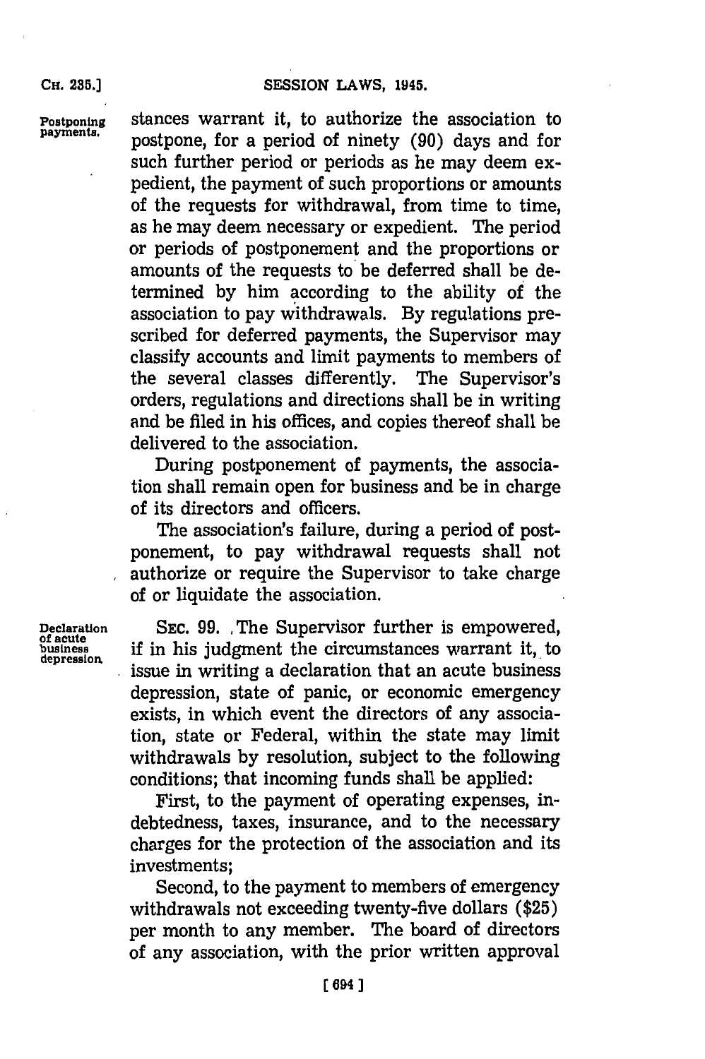stances warrant it, to authorize the association to postpone, for a period of ninety (90) days and for such further period or periods as he may deem expedient, the payment of such proportions or amounts of the requests for withdrawal, from time to time, as he may deem necessary or expedient. The period or periods of postponement and the proportions or amounts of the requests to be deferred shall be determined by him according to the ability of the association to pay withdrawals. By regulations prescribed for deferred payments, the Supervisor may classify accounts and limit payments to members of the several classes differently. The Supervisor's orders, regulations and directions shall be in writing and be filed in his offices, and copies thereof shall be delivered to the association.

Postponing payments.

During postponement of payments, the association shall remain open for business and be in charge of its directors and officers.

The association's failure, during a period of postponement, to pay withdrawal requests shall not authorize or require the Supervisor to take charge of or liquidate the association.

Declaration of acute business depression.

SEC. 99. The Supervisor further is empowered, if in his judgment the circumstances warrant it, to issue in writing a declaration that an acute business depression, state of panic, or economic emergency exists, in which event the directors of any association, state or Federal, within the state may limit withdrawals by resolution, subject to the following conditions; that incoming funds shall be applied:

First, to the payment of operating expenses, indebtedness, taxes, insurance, and to the necessary charges for the protection of the association and its investments;

Second, to the payment to members of emergency withdrawals not exceeding twenty-five dollars ($25) per month to any member. The board of directors of any association, with the prior written approval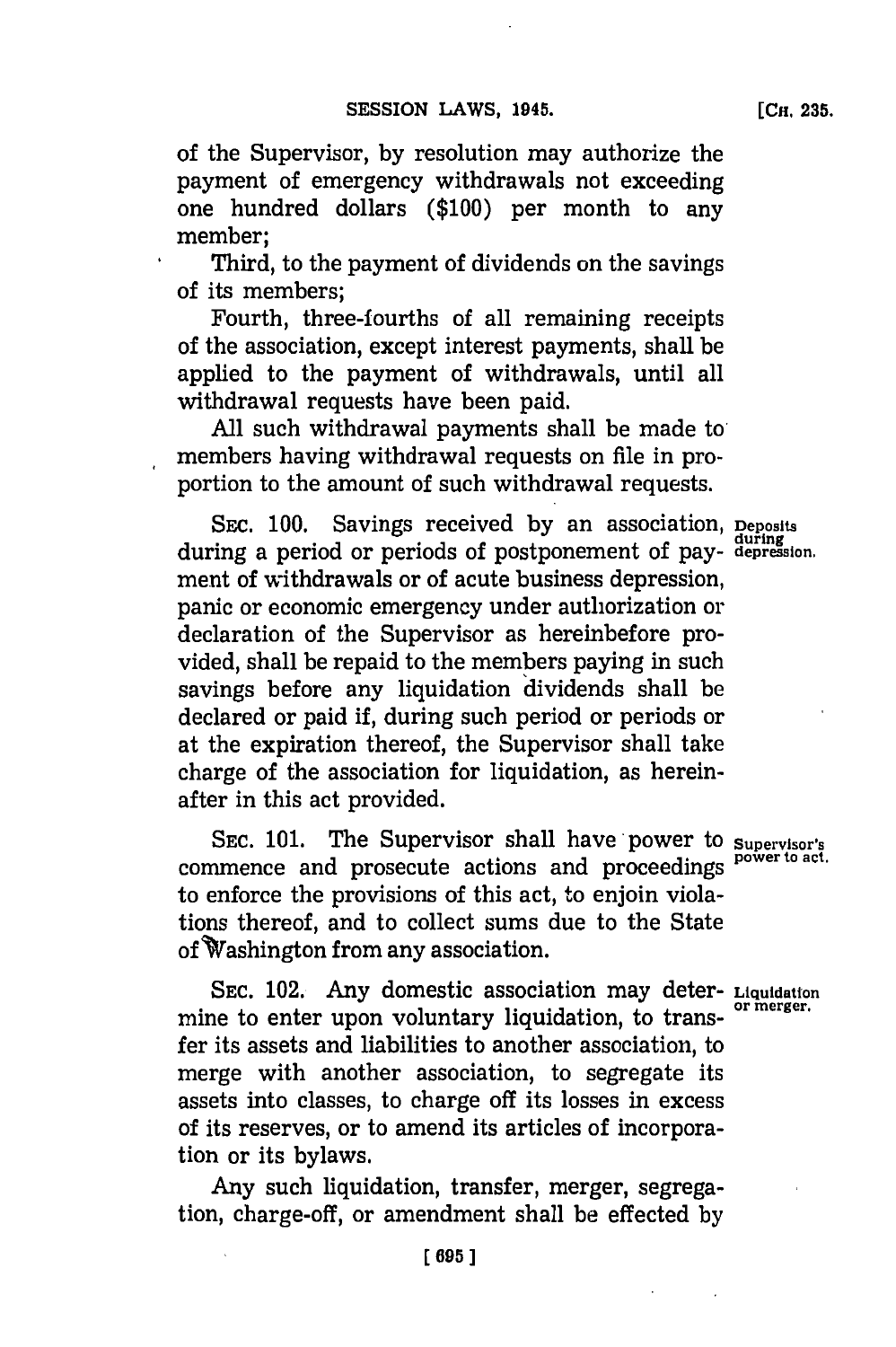of the Supervisor, by resolution may authorize the payment of emergency withdrawals not exceeding one hundred dollars ($100) per month to any member;

Third, to the payment of dividends on the savings of its members;

Fourth, three-fourths of all remaining receipts of the association, except interest payments, shall be applied to the payment of withdrawals, until all withdrawal requests have been paid.

All such withdrawal payments shall be made to members having withdrawal requests on file in proportion to the amount of such withdrawal requests.

SEC. 100. Savings received by an association, during a period or periods of postponement of payment of withdrawals or of acute business depression, panic or economic emergency under authorization or declaration of the Supervisor as hereinbefore provided, shall be repaid to the members paying in such savings before any liquidation dividends shall be declared or paid if, during such period or periods or at the expiration thereof, the Supervisor shall take charge of the association for liquidation, as hereinafter in this act provided.

**Deposits during depression.**

SEC. 101. The Supervisor shall have power to commence and prosecute actions and proceedings to enforce the provisions of this act, to enjoin violations thereof, and to collect sums due to the State of Washington from any association.

**Supervisor's power to act.**

SEC. 102. Any domestic association may determine to enter upon voluntary liquidation, to transfer its assets and liabilities to another association, to merge with another association, to segregate its assets into classes, to charge off its losses in excess of its reserves, or to amend its articles of incorporation or its bylaws.

**Liquidation or merger.**

Any such liquidation, transfer, merger, segregation, charge-off, or amendment shall be effected by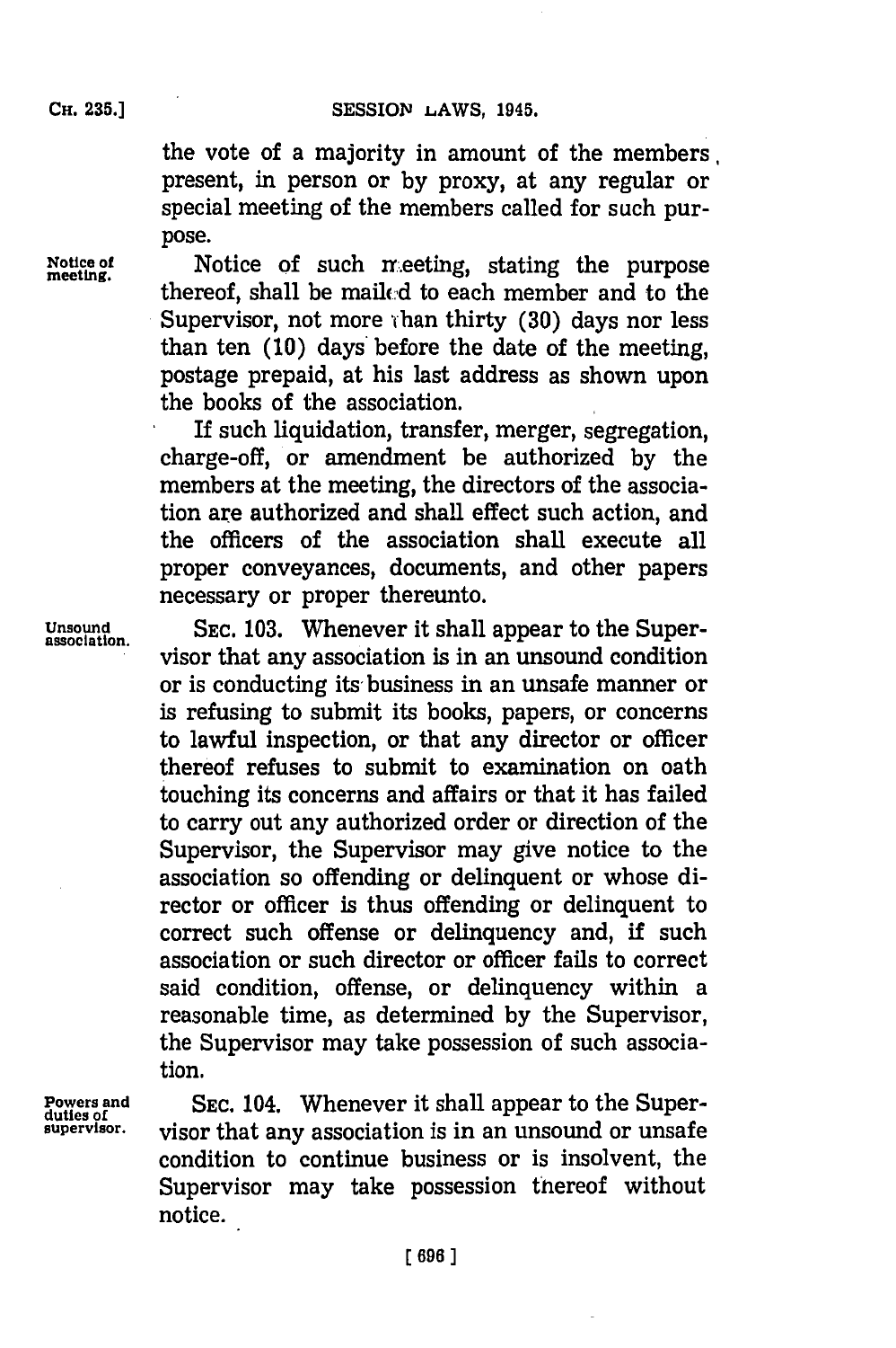the vote of a majority in amount of the members present, in person or by proxy, at any regular or special meeting of the members called for such purpose.

Notice of meeting.

Notice of such meeting, stating the purpose thereof, shall be mailed to each member and to the Supervisor, not more than thirty (30) days nor less than ten (10) days before the date of the meeting, postage prepaid, at his last address as shown upon the books of the association.

If such liquidation, transfer, merger, segregation, charge-off, or amendment be authorized by the members at the meeting, the directors of the association are authorized and shall effect such action, and the officers of the association shall execute all proper conveyances, documents, and other papers necessary or proper thereunto.

Unsound association.

SEC. 103. Whenever it shall appear to the Supervisor that any association is in an unsound condition or is conducting its business in an unsafe manner or is refusing to submit its books, papers, or concerns to lawful inspection, or that any director or officer thereof refuses to submit to examination on oath touching its concerns and affairs or that it has failed to carry out any authorized order or direction of the Supervisor, the Supervisor may give notice to the association so offending or delinquent or whose director or officer is thus offending or delinquent to correct such offense or delinquency and, if such association or such director or officer fails to correct said condition, offense, or delinquency within a reasonable time, as determined by the Supervisor, the Supervisor may take possession of such association.

Powers and duties of supervisor.

SEC. 104. Whenever it shall appear to the Supervisor that any association is in an unsound or unsafe condition to continue business or is insolvent, the Supervisor may take possession thereof without notice.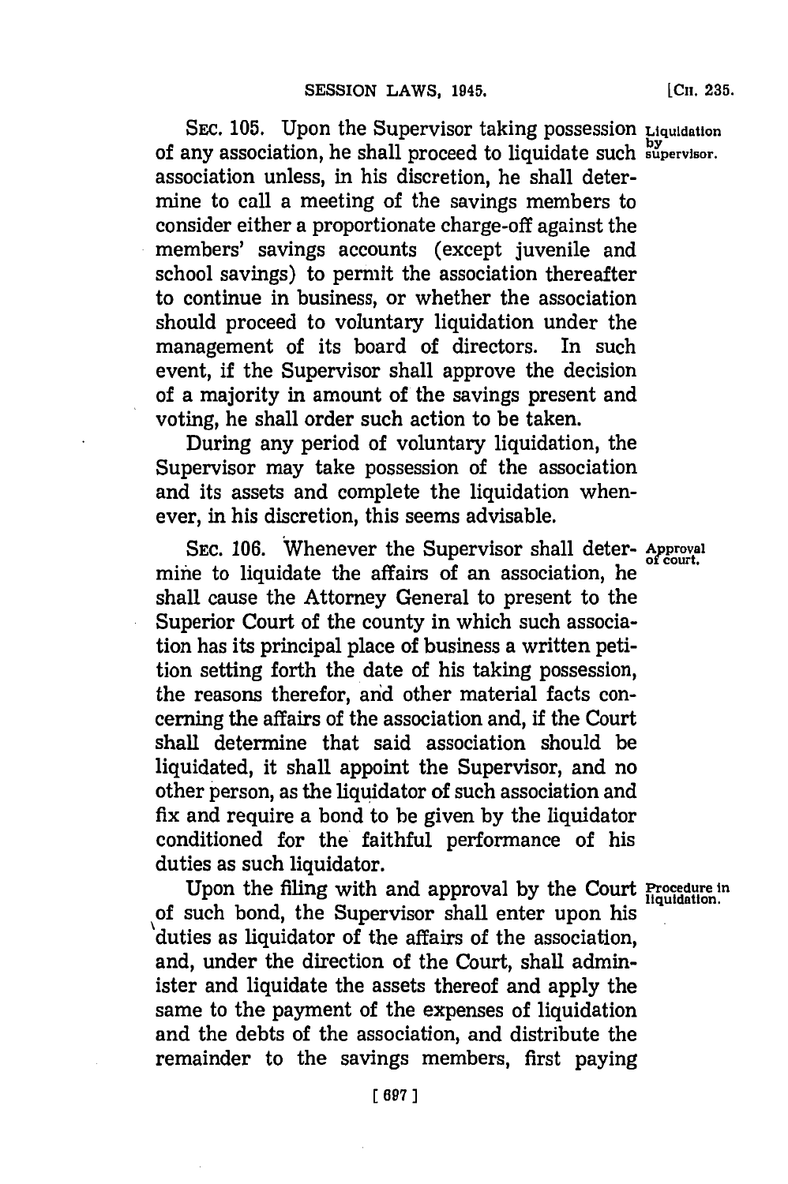SEC. 105. Upon the Supervisor taking possession of any association, he shall proceed to liquidate such association unless, in his discretion, he shall determine to call a meeting of the savings members to consider either a proportionate charge-off against the members' savings accounts (except juvenile and school savings) to permit the association thereafter to continue in business, or whether the association should proceed to voluntary liquidation under the management of its board of directors. In such event, if the Supervisor shall approve the decision of a majority in amount of the savings present and voting, he shall order such action to be taken.

*Liquidation by supervisor.*

During any period of voluntary liquidation, the Supervisor may take possession of the association and its assets and complete the liquidation whenever, in his discretion, this seems advisable.

SEC. 106. Whenever the Supervisor shall determine to liquidate the affairs of an association, he shall cause the Attorney General to present to the Superior Court of the county in which such association has its principal place of business a written petition setting forth the date of his taking possession, the reasons therefor, and other material facts concerning the affairs of the association and, if the Court shall determine that said association should be liquidated, it shall appoint the Supervisor, and no other person, as the liquidator of such association and fix and require a bond to be given by the liquidator conditioned for the faithful performance of his duties as such liquidator.

*Approval of court.*

Upon the filing with and approval by the Court of such bond, the Supervisor shall enter upon his duties as liquidator of the affairs of the association, and, under the direction of the Court, shall administer and liquidate the assets thereof and apply the same to the payment of the expenses of liquidation and the debts of the association, and distribute the remainder to the savings members, first paying

*Procedure in liquidation.*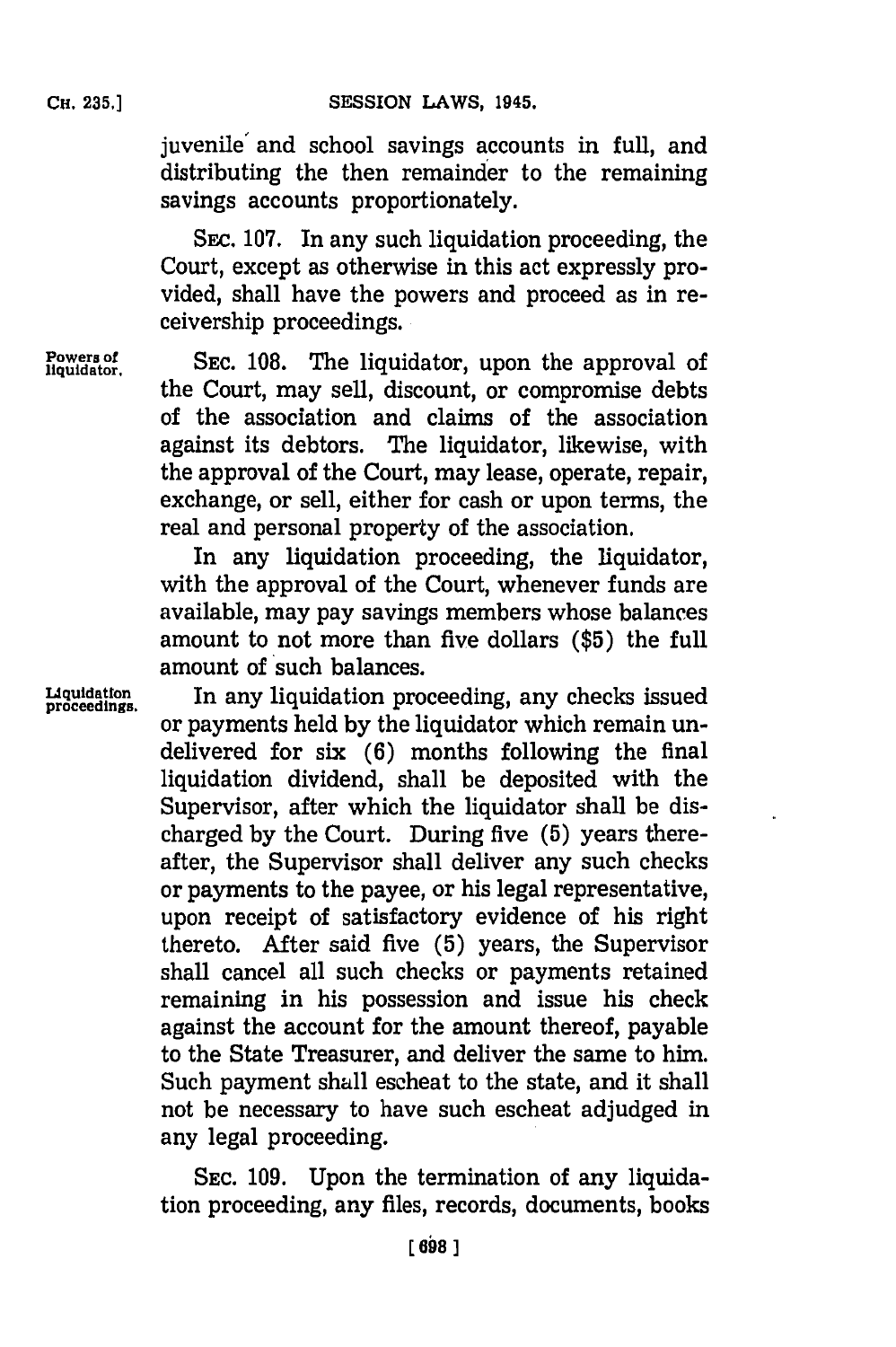juvenile and school savings accounts in full, and distributing the then remainder to the remaining savings accounts proportionately.

SEC. 107. In any such liquidation proceeding, the Court, except as otherwise in this act expressly provided, shall have the powers and proceed as in receivership proceedings.

Powers of liquidator.

SEC. 108. The liquidator, upon the approval of the Court, may sell, discount, or compromise debts of the association and claims of the association against its debtors. The liquidator, likewise, with the approval of the Court, may lease, operate, repair, exchange, or sell, either for cash or upon terms, the real and personal property of the association.

In any liquidation proceeding, the liquidator, with the approval of the Court, whenever funds are available, may pay savings members whose balances amount to not more than five dollars ($5) the full amount of such balances.

Liquidation proceedings.

In any liquidation proceeding, any checks issued or payments held by the liquidator which remain undelivered for six (6) months following the final liquidation dividend, shall be deposited with the Supervisor, after which the liquidator shall be discharged by the Court. During five (5) years thereafter, the Supervisor shall deliver any such checks or payments to the payee, or his legal representative, upon receipt of satisfactory evidence of his right thereto. After said five (5) years, the Supervisor shall cancel all such checks or payments retained remaining in his possession and issue his check against the account for the amount thereof, payable to the State Treasurer, and deliver the same to him. Such payment shall escheat to the state, and it shall not be necessary to have such escheat adjudged in any legal proceeding.

SEC. 109. Upon the termination of any liquidation proceeding, any files, records, documents, books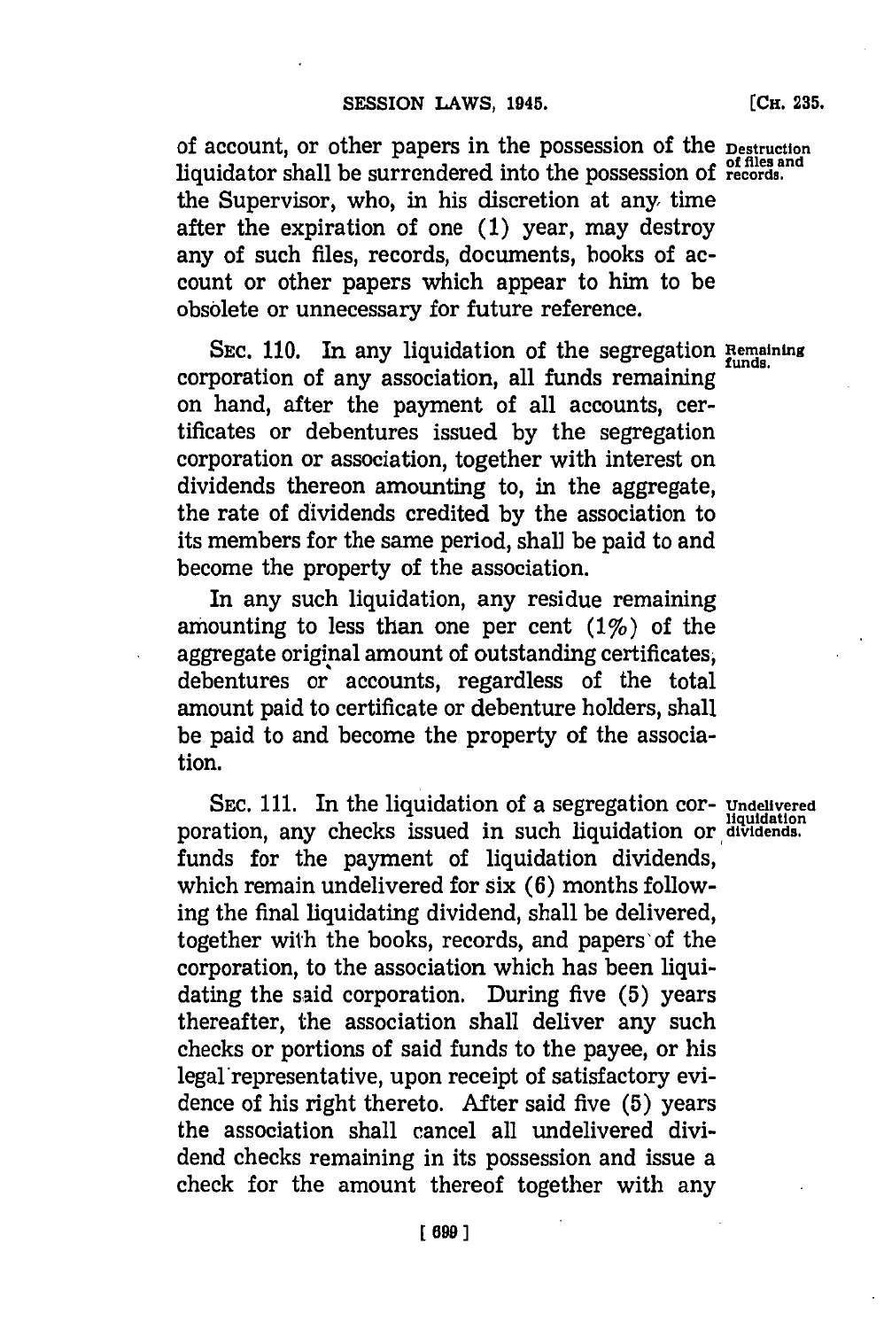of account, or other papers in the possession of the liquidator shall be surrendered into the possession of the Supervisor, who, in his discretion at any time after the expiration of one (1) year, may destroy any of such files, records, documents, books of account or other papers which appear to him to be obsolete or unnecessary for future reference.

Destruction of files and records.

SEC. 110. In any liquidation of the segregation corporation of any association, all funds remaining on hand, after the payment of all accounts, certificates or debentures issued by the segregation corporation or association, together with interest on dividends thereon amounting to, in the aggregate, the rate of dividends credited by the association to its members for the same period, shall be paid to and become the property of the association.

Remaining funds.

In any such liquidation, any residue remaining amounting to less than one per cent (1%) of the aggregate original amount of outstanding certificates, debentures or accounts, regardless of the total amount paid to certificate or debenture holders, shall be paid to and become the property of the association.

SEC. 111. In the liquidation of a segregation corporation, any checks issued in such liquidation or funds for the payment of liquidation dividends, which remain undelivered for six (6) months following the final liquidating dividend, shall be delivered, together with the books, records, and papers of the corporation, to the association which has been liquidating the said corporation. During five (5) years thereafter, the association shall deliver any such checks or portions of said funds to the payee, or his legal representative, upon receipt of satisfactory evidence of his right thereto. After said five (5) years the association shall cancel all undelivered dividend checks remaining in its possession and issue a check for the amount thereof together with any

Undelivered liquidation dividends.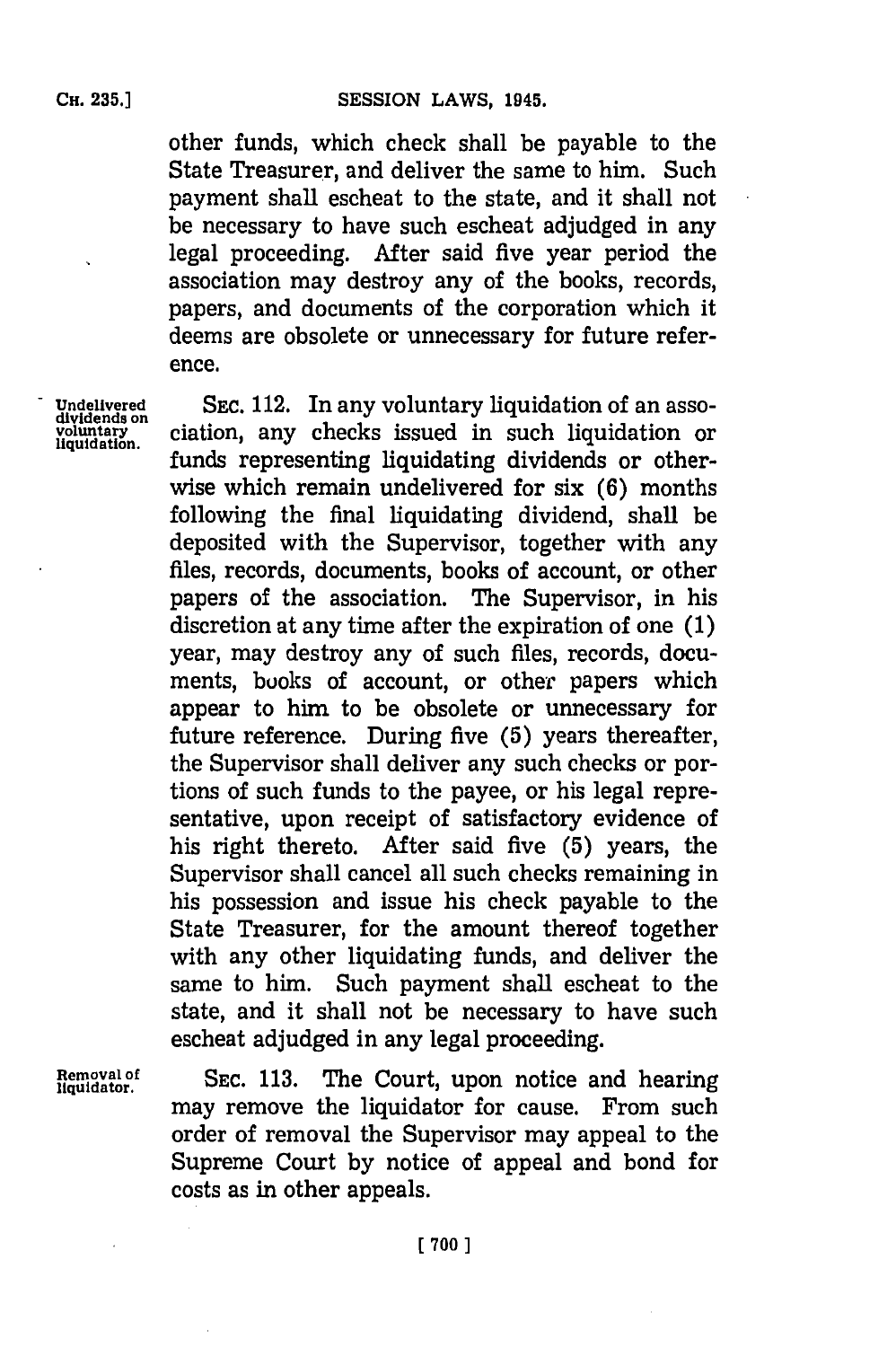other funds, which check shall be payable to the State Treasurer, and deliver the same to him. Such payment shall escheat to the state, and it shall not be necessary to have such escheat adjudged in any legal proceeding. After said five year period the association may destroy any of the books, records, papers, and documents of the corporation which it deems are obsolete or unnecessary for future reference.

Undelivered dividends on voluntary liquidation.

SEC. 112. In any voluntary liquidation of an association, any checks issued in such liquidation or funds representing liquidating dividends or otherwise which remain undelivered for six (6) months following the final liquidating dividend, shall be deposited with the Supervisor, together with any files, records, documents, books of account, or other papers of the association. The Supervisor, in his discretion at any time after the expiration of one (1) year, may destroy any of such files, records, documents, books of account, or other papers which appear to him to be obsolete or unnecessary for future reference. During five (5) years thereafter, the Supervisor shall deliver any such checks or portions of such funds to the payee, or his legal representative, upon receipt of satisfactory evidence of his right thereto. After said five (5) years, the Supervisor shall cancel all such checks remaining in his possession and issue his check payable to the State Treasurer, for the amount thereof together with any other liquidating funds, and deliver the same to him. Such payment shall escheat to the state, and it shall not be necessary to have such escheat adjudged in any legal proceeding.

Removal of liquidator.

SEC. 113. The Court, upon notice and hearing may remove the liquidator for cause. From such order of removal the Supervisor may appeal to the Supreme Court by notice of appeal and bond for costs as in other appeals.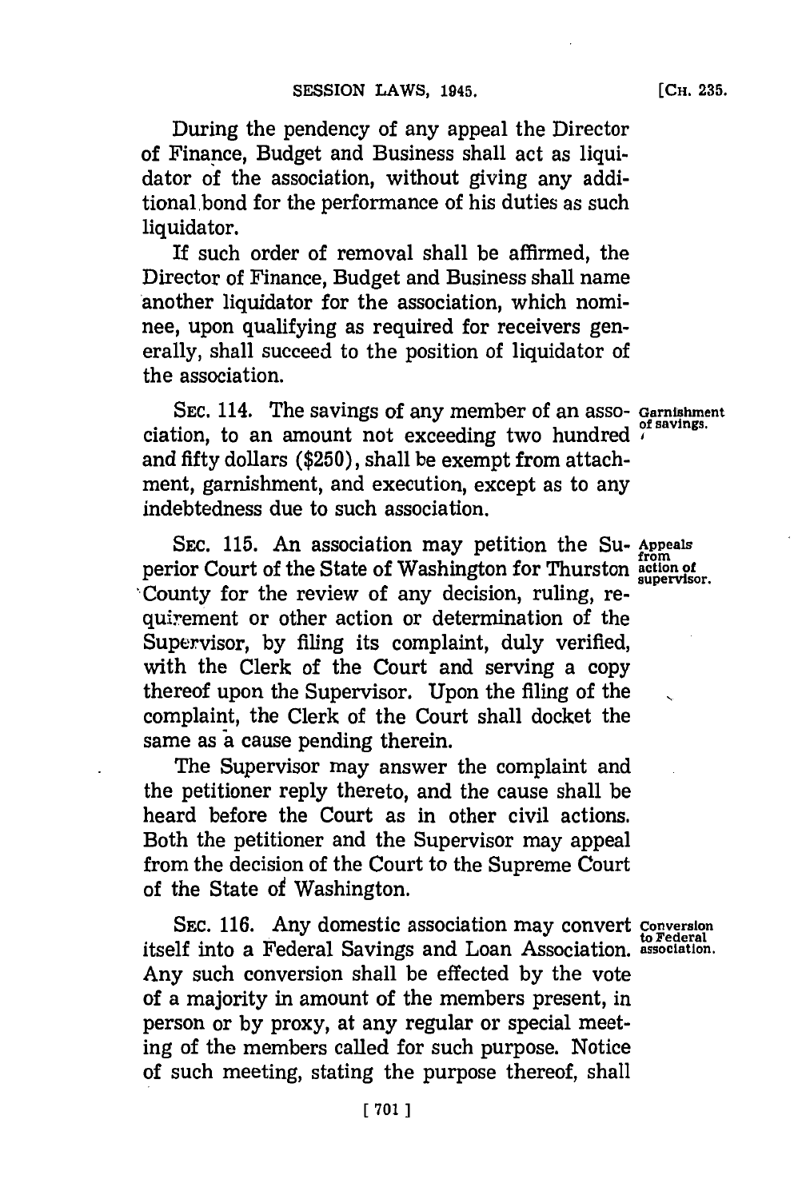During the pendency of any appeal the Director of Finance, Budget and Business shall act as liquidator of the association, without giving any additional bond for the performance of his duties as such liquidator.

If such order of removal shall be affirmed, the Director of Finance, Budget and Business shall name another liquidator for the association, which nominee, upon qualifying as required for receivers generally, shall succeed to the position of liquidator of the association.

**Garnishment of savings.**

SEC. 114. The savings of any member of an association, to an amount not exceeding two hundred and fifty dollars ($250), shall be exempt from attachment, garnishment, and execution, except as to any indebtedness due to such association.

**Appeals from action of supervisor.**

SEC. 115. An association may petition the Superior Court of the State of Washington for Thurston County for the review of any decision, ruling, requirement or other action or determination of the Supervisor, by filing its complaint, duly verified, with the Clerk of the Court and serving a copy thereof upon the Supervisor. Upon the filing of the complaint, the Clerk of the Court shall docket the same as a cause pending therein.

The Supervisor may answer the complaint and the petitioner reply thereto, and the cause shall be heard before the Court as in other civil actions. Both the petitioner and the Supervisor may appeal from the decision of the Court to the Supreme Court of the State of Washington.

**Conversion to Federal association.**

SEC. 116. Any domestic association may convert itself into a Federal Savings and Loan Association. Any such conversion shall be effected by the vote of a majority in amount of the members present, in person or by proxy, at any regular or special meeting of the members called for such purpose. Notice of such meeting, stating the purpose thereof, shall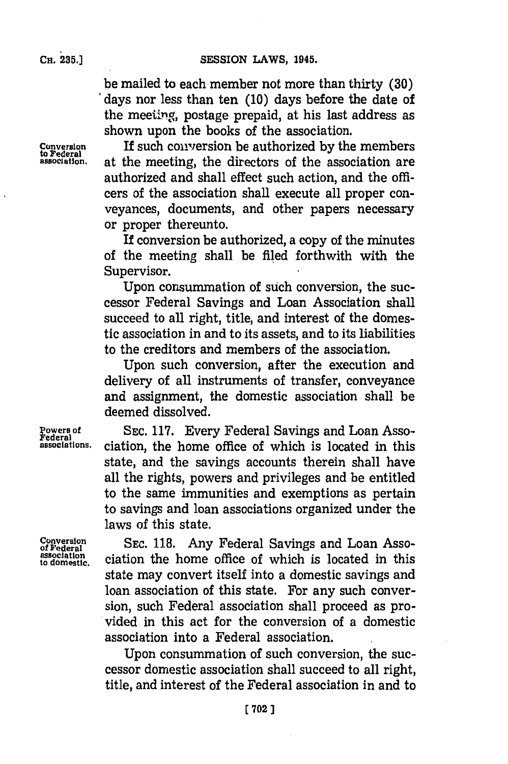be mailed to each member not more than thirty (30) days nor less than ten (10) days before the date of the meeting, postage prepaid, at his last address as shown upon the books of the association.

Conversion to Federal association.

If such conversion be authorized by the members at the meeting, the directors of the association are authorized and shall effect such action, and the officers of the association shall execute all proper conveyances, documents, and other papers necessary or proper thereunto.

If conversion be authorized, a copy of the minutes of the meeting shall be filed forthwith with the Supervisor.

Upon consummation of such conversion, the successor Federal Savings and Loan Association shall succeed to all right, title, and interest of the domestic association in and to its assets, and to its liabilities to the creditors and members of the association.

Upon such conversion, after the execution and delivery of all instruments of transfer, conveyance and assignment, the domestic association shall be deemed dissolved.

Powers of Federal associations.

SEC. 117. Every Federal Savings and Loan Association, the home office of which is located in this state, and the savings accounts therein shall have all the rights, powers and privileges and be entitled to the same immunities and exemptions as pertain to savings and loan associations organized under the laws of this state.

Conversion of Federal association to domestic.

SEC. 118. Any Federal Savings and Loan Association the home office of which is located in this state may convert itself into a domestic savings and loan association of this state. For any such conversion, such Federal association shall proceed as provided in this act for the conversion of a domestic association into a Federal association.

Upon consummation of such conversion, the successor domestic association shall succeed to all right, title, and interest of the Federal association in and to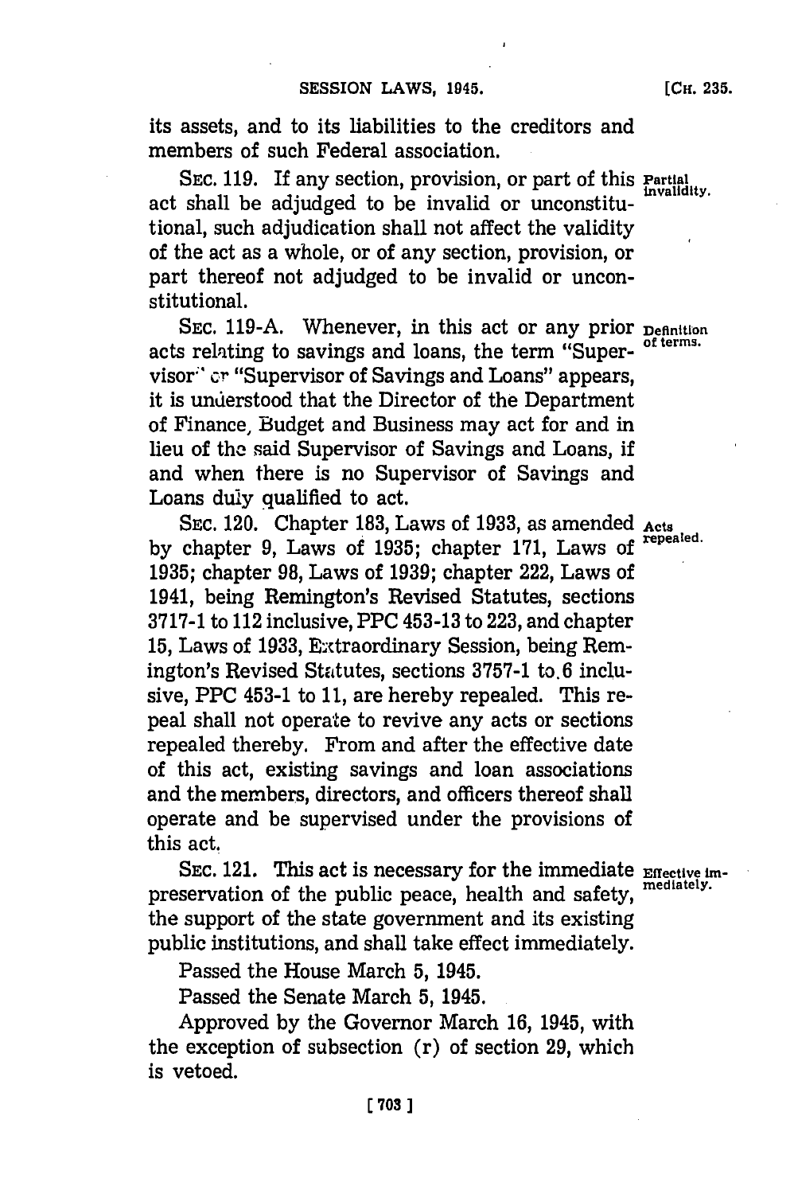its assets, and to its liabilities to the creditors and members of such Federal association.

SEC. 119. If any section, provision, or part of this act shall be adjudged to be invalid or unconstitutional, such adjudication shall not affect the validity of the act as a whole, or of any section, provision, or part thereof not adjudged to be invalid or unconstitutional.

*Partial invalidity.*

SEC. 119-A. Whenever, in this act or any prior acts relating to savings and loans, the term "Supervisor" or "Supervisor of Savings and Loans" appears, it is understood that the Director of the Department of Finance, Budget and Business may act for and in lieu of the said Supervisor of Savings and Loans, if and when there is no Supervisor of Savings and Loans duly qualified to act.

*Definition of terms.*

SEC. 120. Chapter 183, Laws of 1933, as amended by chapter 9, Laws of 1935; chapter 171, Laws of 1935; chapter 98, Laws of 1939; chapter 222, Laws of 1941, being Remington's Revised Statutes, sections 3717-1 to 112 inclusive, PPC 453-13 to 223, and chapter 15, Laws of 1933, Extraordinary Session, being Remington's Revised Statutes, sections 3757-1 to 6 inclusive, PPC 453-1 to 11, are hereby repealed. This repeal shall not operate to revive any acts or sections repealed thereby. From and after the effective date of this act, existing savings and loan associations and the members, directors, and officers thereof shall operate and be supervised under the provisions of this act.

*Acts repealed.*

SEC. 121. This act is necessary for the immediate preservation of the public peace, health and safety, the support of the state government and its existing public institutions, and shall take effect immediately.

*Effective immediately.*

Passed the House March 5, 1945.

Passed the Senate March 5, 1945.

Approved by the Governor March 16, 1945, with the exception of subsection (r) of section 29, which is vetoed.